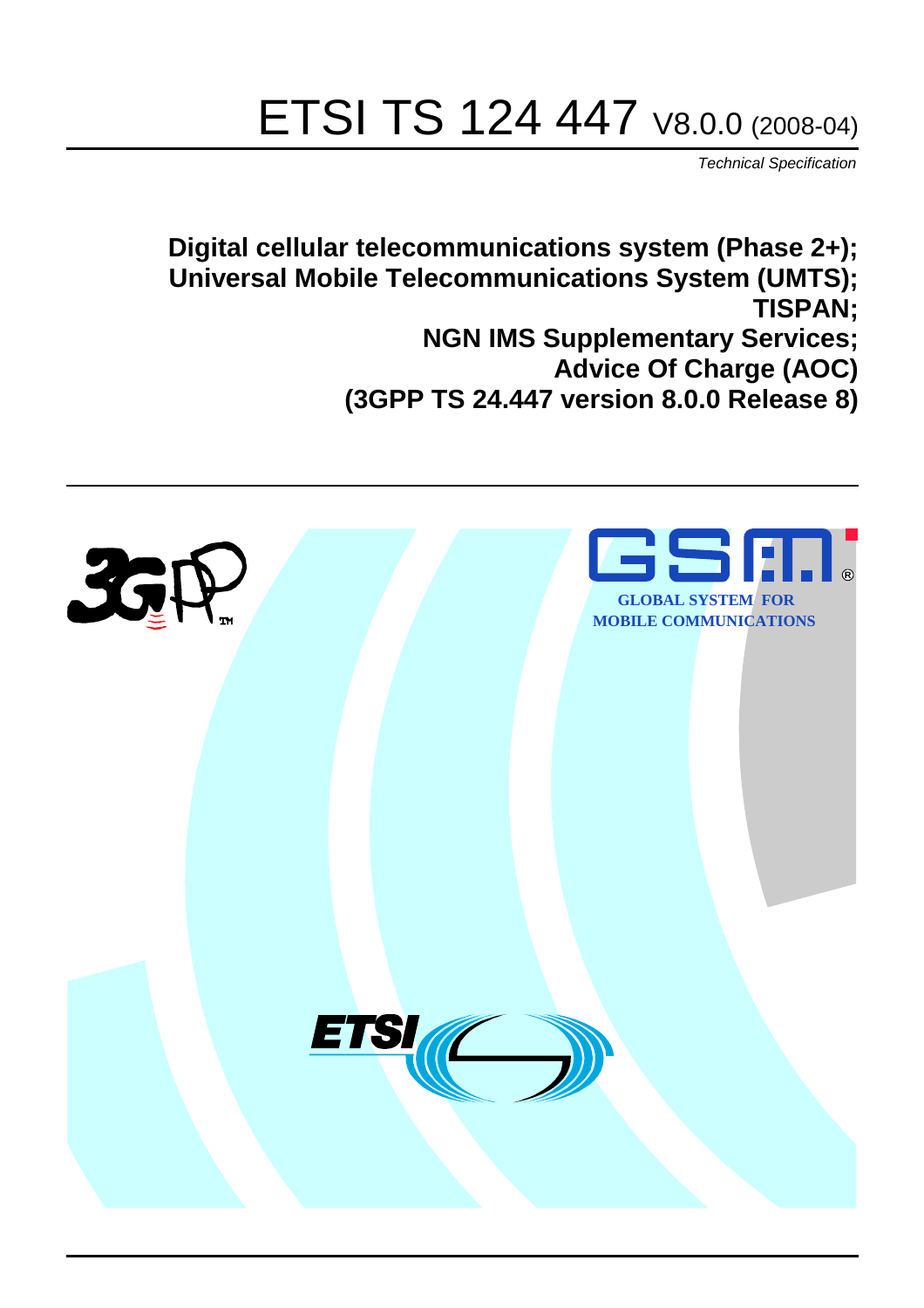# ETSI TS 124 447 V8.0.0 (2008-04)

*Technical Specification*

**Digital cellular telecommunications system (Phase 2+);**
**Universal Mobile Telecommunications System (UMTS);**
**TISPAN;**
**NGN IMS Supplementary Services;**
**Advice Of Charge (AOC)**
**(3GPP TS 24.447 version 8.0.0 Release 8)**

GLOBAL SYSTEM FOR MOBILE COMMUNICATIONS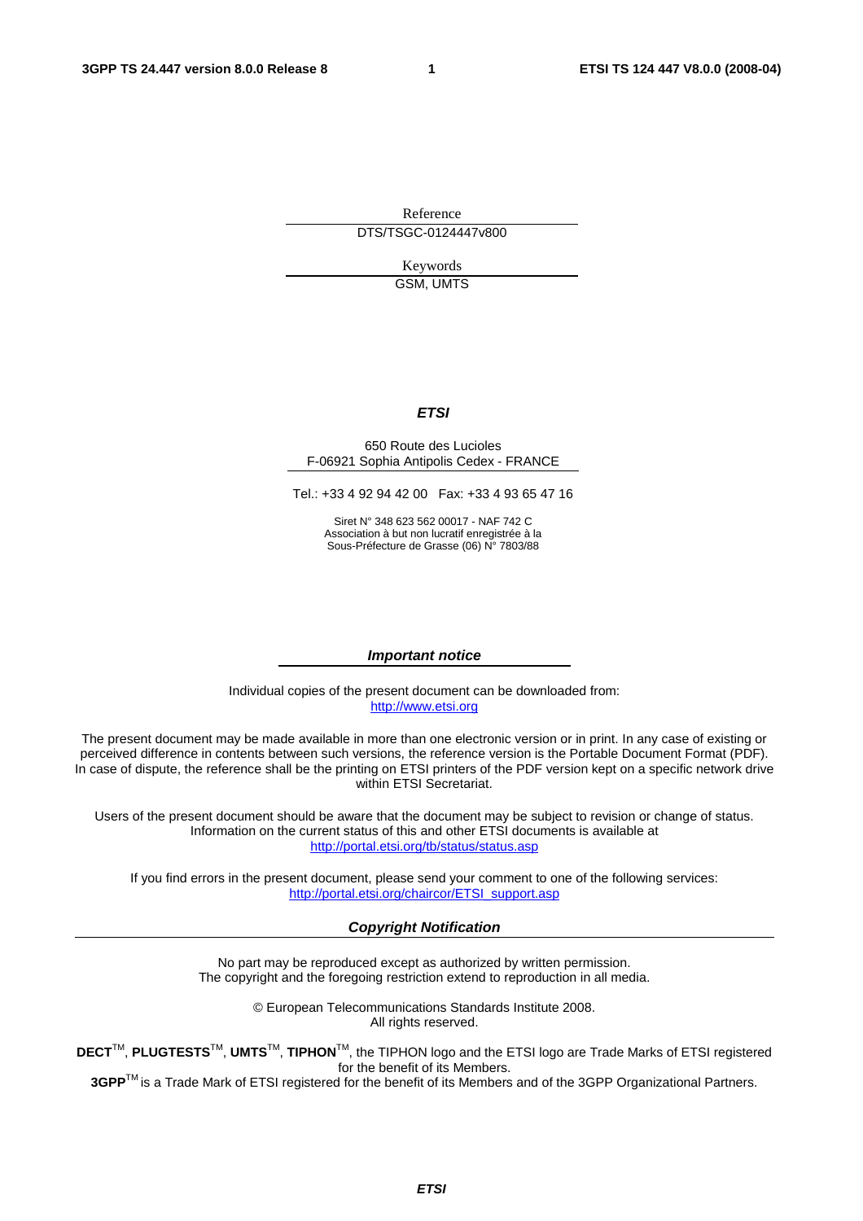Reference

DTS/TSGC-0124447v800

Keywords

GSM, UMTS

***ETSI***

650 Route des Lucioles
F-06921 Sophia Antipolis Cedex - FRANCE

Tel.: +33 4 92 94 42 00   Fax: +33 4 93 65 47 16

Siret N° 348 623 562 00017 - NAF 742 C
Association à but non lucratif enregistrée à la
Sous-Préfecture de Grasse (06) N° 7803/88

***Important notice***

Individual copies of the present document can be downloaded from:
http://www.etsi.org

The present document may be made available in more than one electronic version or in print. In any case of existing or perceived difference in contents between such versions, the reference version is the Portable Document Format (PDF). In case of dispute, the reference shall be the printing on ETSI printers of the PDF version kept on a specific network drive within ETSI Secretariat.

Users of the present document should be aware that the document may be subject to revision or change of status. Information on the current status of this and other ETSI documents is available at
http://portal.etsi.org/tb/status/status.asp

If you find errors in the present document, please send your comment to one of the following services:
http://portal.etsi.org/chaircor/ETSI_support.asp

***Copyright Notification***

No part may be reproduced except as authorized by written permission.
The copyright and the foregoing restriction extend to reproduction in all media.

© European Telecommunications Standards Institute 2008.
All rights reserved.

**DECT**TM, **PLUGTESTS**TM, **UMTS**TM, **TIPHON**TM, the TIPHON logo and the ETSI logo are Trade Marks of ETSI registered for the benefit of its Members.
**3GPP**TM is a Trade Mark of ETSI registered for the benefit of its Members and of the 3GPP Organizational Partners.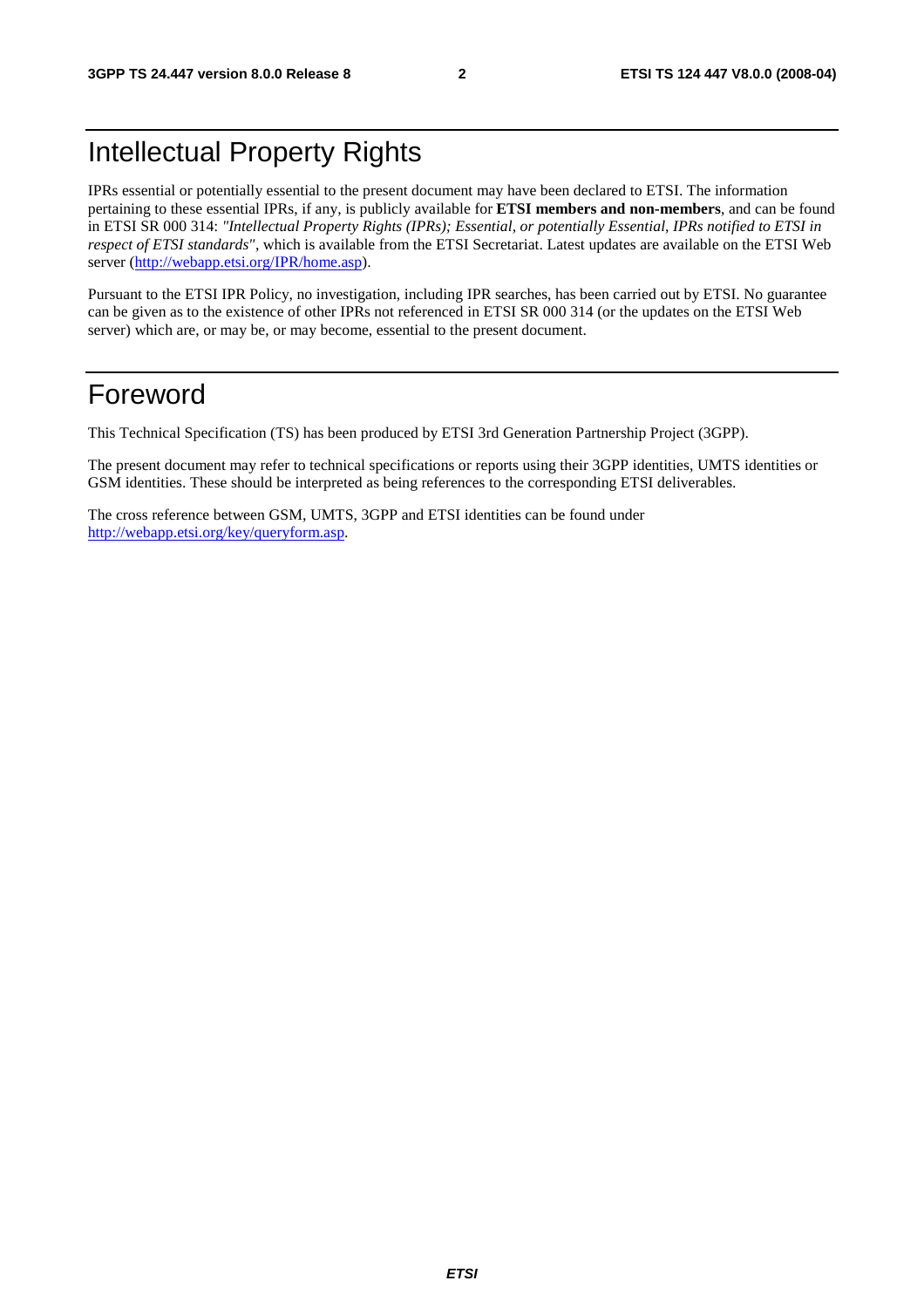# Intellectual Property Rights

IPRs essential or potentially essential to the present document may have been declared to ETSI. The information pertaining to these essential IPRs, if any, is publicly available for **ETSI members and non-members**, and can be found in ETSI SR 000 314: *"Intellectual Property Rights (IPRs); Essential, or potentially Essential, IPRs notified to ETSI in respect of ETSI standards"*, which is available from the ETSI Secretariat. Latest updates are available on the ETSI Web server (http://webapp.etsi.org/IPR/home.asp).

Pursuant to the ETSI IPR Policy, no investigation, including IPR searches, has been carried out by ETSI. No guarantee can be given as to the existence of other IPRs not referenced in ETSI SR 000 314 (or the updates on the ETSI Web server) which are, or may be, or may become, essential to the present document.

# Foreword

This Technical Specification (TS) has been produced by ETSI 3rd Generation Partnership Project (3GPP).

The present document may refer to technical specifications or reports using their 3GPP identities, UMTS identities or GSM identities. These should be interpreted as being references to the corresponding ETSI deliverables.

The cross reference between GSM, UMTS, 3GPP and ETSI identities can be found under http://webapp.etsi.org/key/queryform.asp.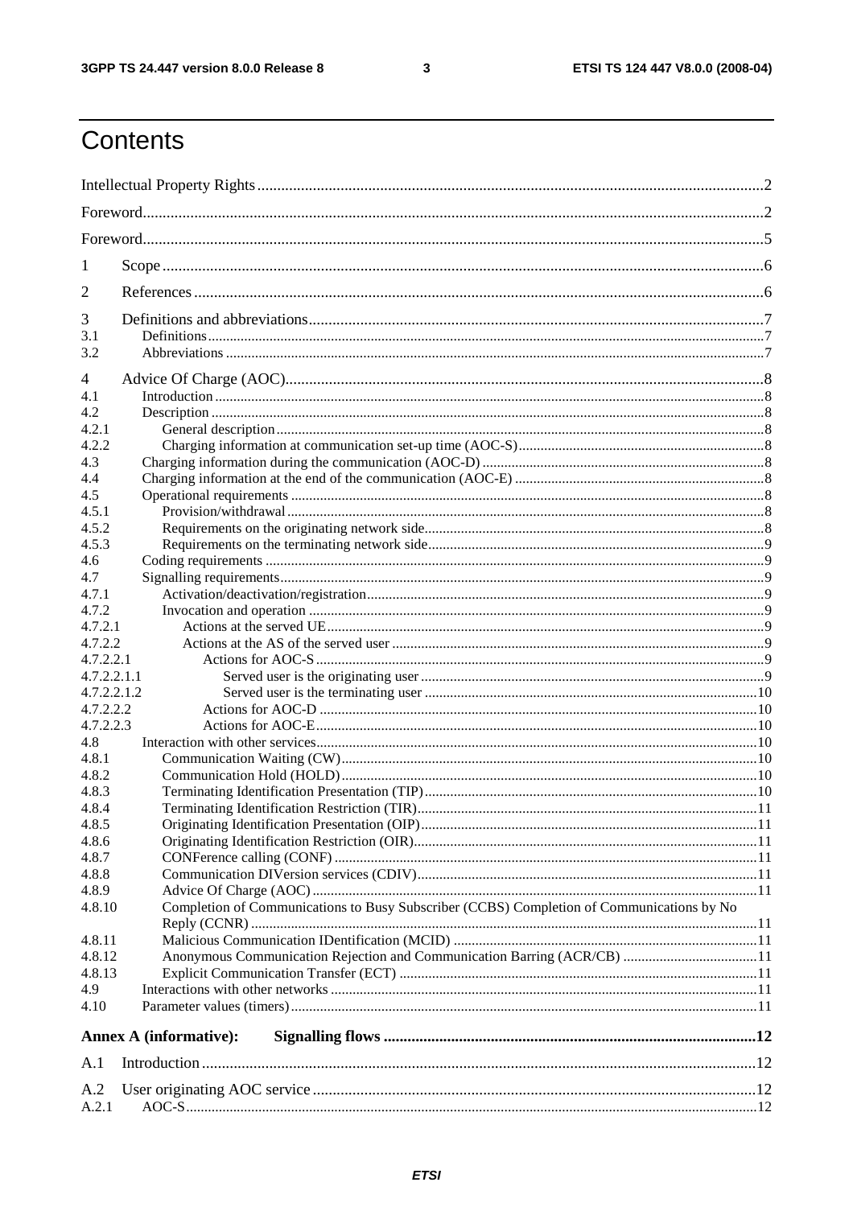# Contents

Intellectual Property Rights ........................................................................................................................2

Foreword.........................................................................................................................................................2

Foreword.........................................................................................................................................................5

1 Scope .......................................................................................................................................................6

2 References ...............................................................................................................................................6

3 Definitions and abbreviations...................................................................................................................7
3.1 Definitions.........................................................................................................................................................7
3.2 Abbreviations ...................................................................................................................................................7

4 Advice Of Charge (AOC).........................................................................................................................8
4.1 Introduction.......................................................................................................................................................8
4.2 Description ........................................................................................................................................................8
4.2.1 General description.....................................................................................................................................8
4.2.2 Charging information at communication set-up time (AOC-S)...................................................................8
4.3 Charging information during the communication (AOC-D) .............................................................................8
4.4 Charging information at the end of the communication (AOC-E) ....................................................................8
4.5 Operational requirements .................................................................................................................................8
4.5.1 Provision/withdrawal..................................................................................................................................8
4.5.2 Requirements on the originating network side............................................................................................8
4.5.3 Requirements on the terminating network side...........................................................................................9
4.6 Coding requirements .........................................................................................................................................9
4.7 Signalling requirements.....................................................................................................................................9
4.7.1 Activation/deactivation/registration............................................................................................................9
4.7.2 Invocation and operation ............................................................................................................................9
4.7.2.1 Actions at the served UE........................................................................................................................9
4.7.2.2 Actions at the AS of the served user ......................................................................................................9
4.7.2.2.1 Actions for AOC-S...........................................................................................................................9
4.7.2.2.1.1 Served user is the originating user .............................................................................................9
4.7.2.2.1.2 Served user is the terminating user ...........................................................................................10
4.7.2.2.2 Actions for AOC-D .......................................................................................................................10
4.7.2.2.3 Actions for AOC-E.........................................................................................................................10
4.8 Interaction with other services.........................................................................................................................10
4.8.1 Communication Waiting (CW)..................................................................................................................10
4.8.2 Communication Hold (HOLD).................................................................................................................10
4.8.3 Terminating Identification Presentation (TIP)...........................................................................................10
4.8.4 Terminating Identification Restriction (TIR).............................................................................................11
4.8.5 Originating Identification Presentation (OIP)............................................................................................11
4.8.6 Originating Identification Restriction (OIR)..............................................................................................11
4.8.7 CONFerence calling (CONF) ...................................................................................................................11
4.8.8 Communication DIVersion services (CDIV).............................................................................................11
4.8.9 Advice Of Charge (AOC) .........................................................................................................................11
4.8.10 Completion of Communications to Busy Subscriber (CCBS) Completion of Communications by No Reply (CCNR) ...........................................................................................................................................11
4.8.11 Malicious Communication IDentification (MCID) ...................................................................................11
4.8.12 Anonymous Communication Rejection and Communication Barring (ACR/CB) .....................................11
4.8.13 Explicit Communication Transfer (ECT) ..................................................................................................11
4.9 Interactions with other networks ....................................................................................................................11
4.10 Parameter values (timers)...............................................................................................................................11

**Annex A (informative): Signalling flows ............................................................................................12**

A.1 Introduction...........................................................................................................................................12

A.2 User originating AOC service ...............................................................................................................12
A.2.1 AOC-S............................................................................................................................................................12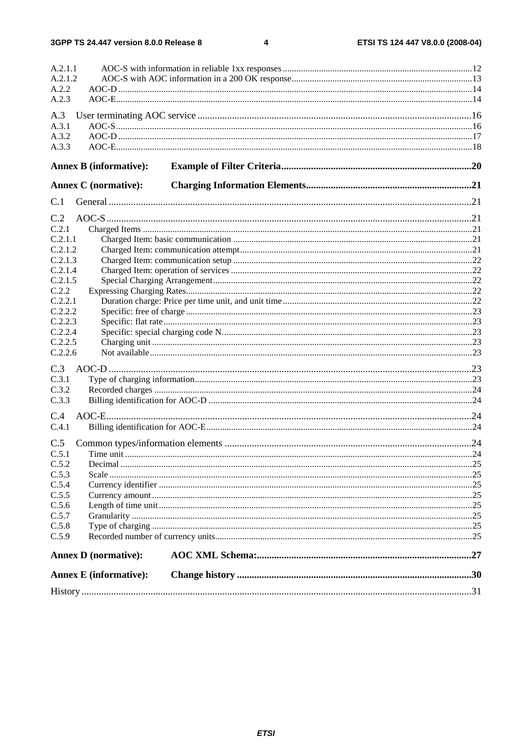A.2.1.1 AOC-S with information in reliable 1xx responses .....12
A.2.1.2 AOC-S with AOC information in a 200 OK response .....13
A.2.2 AOC-D .....14
A.2.3 AOC-E .....14

A.3 User terminating AOC service .....16
A.3.1 AOC-S .....16
A.3.2 AOC-D .....17
A.3.3 AOC-E .....18

**Annex B (informative): Example of Filter Criteria .....20**

**Annex C (normative): Charging Information Elements .....21**

C.1 General .....21

C.2 AOC-S .....21
C.2.1 Charged Items .....21
C.2.1.1 Charged Item: basic communication .....21
C.2.1.2 Charged Item: communication attempt .....21
C.2.1.3 Charged Item: communication setup .....22
C.2.1.4 Charged Item: operation of services .....22
C.2.1.5 Special Charging Arrangement .....22
C.2.2 Expressing Charging Rates .....22
C.2.2.1 Duration charge: Price per time unit, and unit time .....22
C.2.2.2 Specific: free of charge .....23
C.2.2.3 Specific: flat rate .....23
C.2.2.4 Specific: special charging code N .....23
C.2.2.5 Charging unit .....23
C.2.2.6 Not available .....23

C.3 AOC-D .....23
C.3.1 Type of charging information .....23
C.3.2 Recorded charges .....24
C.3.3 Billing identification for AOC-D .....24

C.4 AOC-E .....24
C.4.1 Billing identification for AOC-E .....24

C.5 Common types/information elements .....24
C.5.1 Time unit .....24
C.5.2 Decimal .....25
C.5.3 Scale .....25
C.5.4 Currency identifier .....25
C.5.5 Currency amount .....25
C.5.6 Length of time unit .....25
C.5.7 Granularity .....25
C.5.8 Type of charging .....25
C.5.9 Recorded number of currency units .....25

**Annex D (normative): AOC XML Schema: .....27**

**Annex E (informative): Change history .....30**

History .....31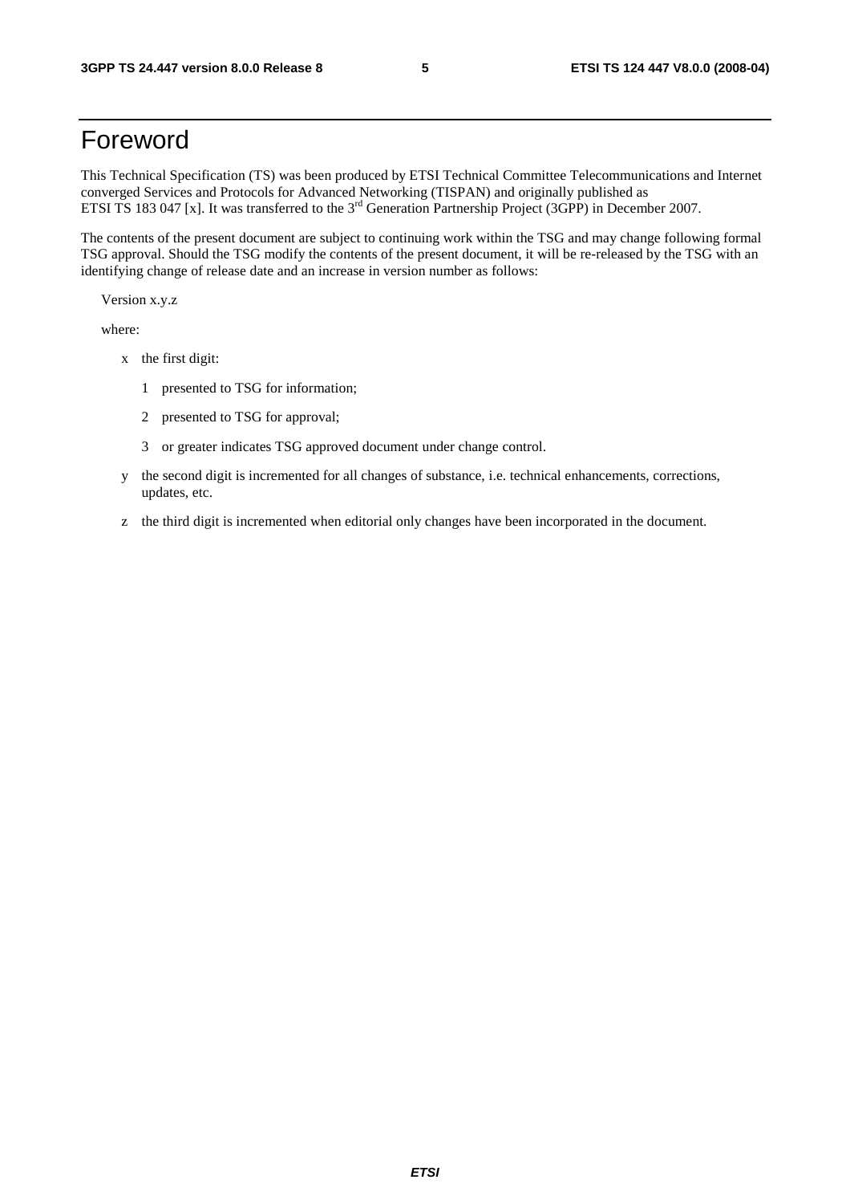# Foreword

This Technical Specification (TS) was been produced by ETSI Technical Committee Telecommunications and Internet converged Services and Protocols for Advanced Networking (TISPAN) and originally published as ETSI TS 183 047 [x]. It was transferred to the 3rd Generation Partnership Project (3GPP) in December 2007.

The contents of the present document are subject to continuing work within the TSG and may change following formal TSG approval. Should the TSG modify the contents of the present document, it will be re-released by the TSG with an identifying change of release date and an increase in version number as follows:

Version x.y.z

where:

- x the first digit:
  - 1 presented to TSG for information;
  - 2 presented to TSG for approval;
  - 3 or greater indicates TSG approved document under change control.
- y the second digit is incremented for all changes of substance, i.e. technical enhancements, corrections, updates, etc.
- z the third digit is incremented when editorial only changes have been incorporated in the document.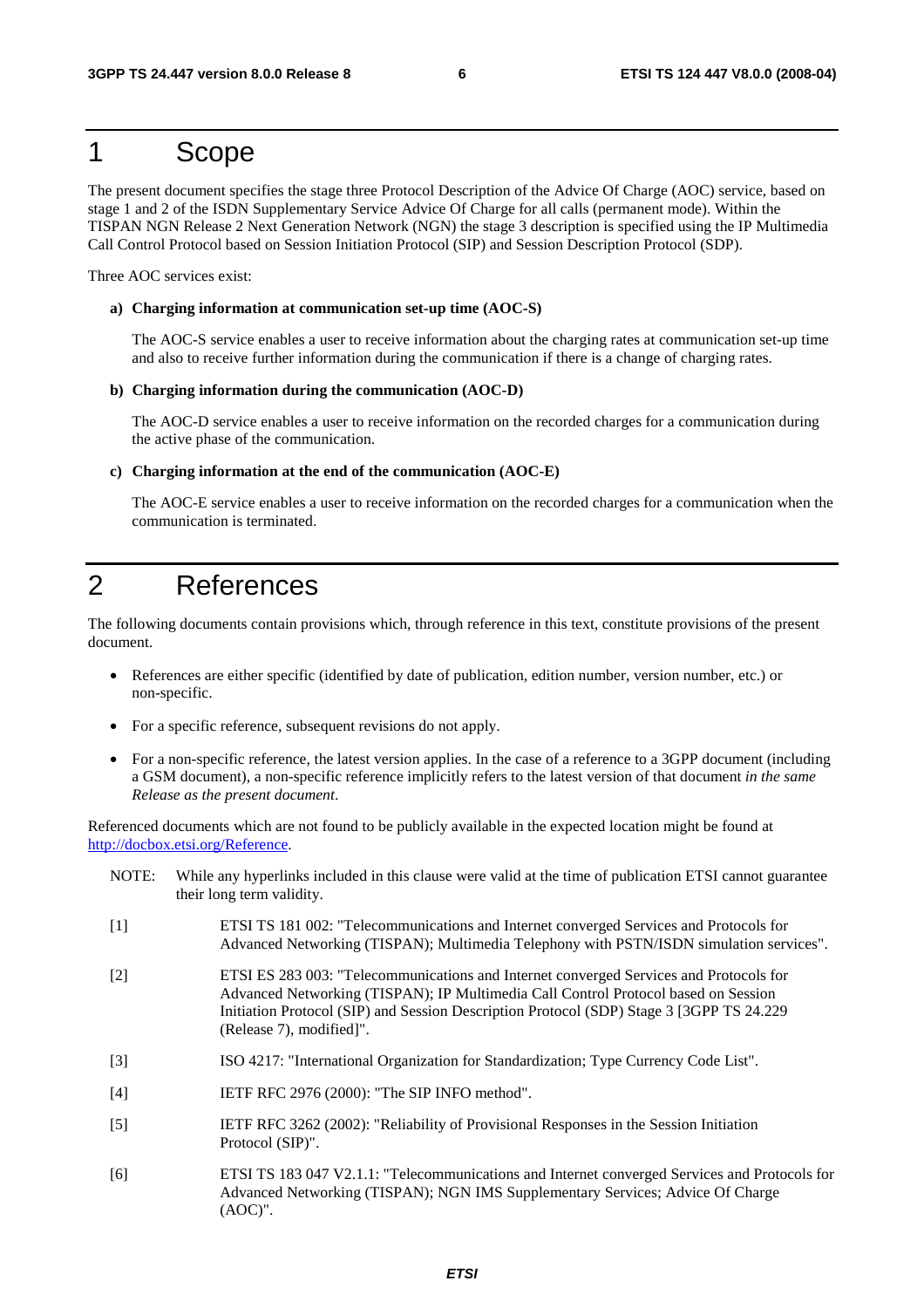# 1 Scope

The present document specifies the stage three Protocol Description of the Advice Of Charge (AOC) service, based on stage 1 and 2 of the ISDN Supplementary Service Advice Of Charge for all calls (permanent mode). Within the TISPAN NGN Release 2 Next Generation Network (NGN) the stage 3 description is specified using the IP Multimedia Call Control Protocol based on Session Initiation Protocol (SIP) and Session Description Protocol (SDP).

Three AOC services exist:

**a) Charging information at communication set-up time (AOC-S)**

The AOC-S service enables a user to receive information about the charging rates at communication set-up time and also to receive further information during the communication if there is a change of charging rates.

**b) Charging information during the communication (AOC-D)**

The AOC-D service enables a user to receive information on the recorded charges for a communication during the active phase of the communication.

**c) Charging information at the end of the communication (AOC-E)**

The AOC-E service enables a user to receive information on the recorded charges for a communication when the communication is terminated.

# 2 References

The following documents contain provisions which, through reference in this text, constitute provisions of the present document.

- References are either specific (identified by date of publication, edition number, version number, etc.) or non-specific.
- For a specific reference, subsequent revisions do not apply.
- For a non-specific reference, the latest version applies. In the case of a reference to a 3GPP document (including a GSM document), a non-specific reference implicitly refers to the latest version of that document *in the same Release as the present document*.

Referenced documents which are not found to be publicly available in the expected location might be found at http://docbox.etsi.org/Reference.

NOTE: While any hyperlinks included in this clause were valid at the time of publication ETSI cannot guarantee their long term validity.

[1] ETSI TS 181 002: "Telecommunications and Internet converged Services and Protocols for Advanced Networking (TISPAN); Multimedia Telephony with PSTN/ISDN simulation services".

[2] ETSI ES 283 003: "Telecommunications and Internet converged Services and Protocols for Advanced Networking (TISPAN); IP Multimedia Call Control Protocol based on Session Initiation Protocol (SIP) and Session Description Protocol (SDP) Stage 3 [3GPP TS 24.229 (Release 7), modified]".

[3] ISO 4217: "International Organization for Standardization; Type Currency Code List".

[4] IETF RFC 2976 (2000): "The SIP INFO method".

[5] IETF RFC 3262 (2002): "Reliability of Provisional Responses in the Session Initiation Protocol (SIP)".

[6] ETSI TS 183 047 V2.1.1: "Telecommunications and Internet converged Services and Protocols for Advanced Networking (TISPAN); NGN IMS Supplementary Services; Advice Of Charge (AOC)".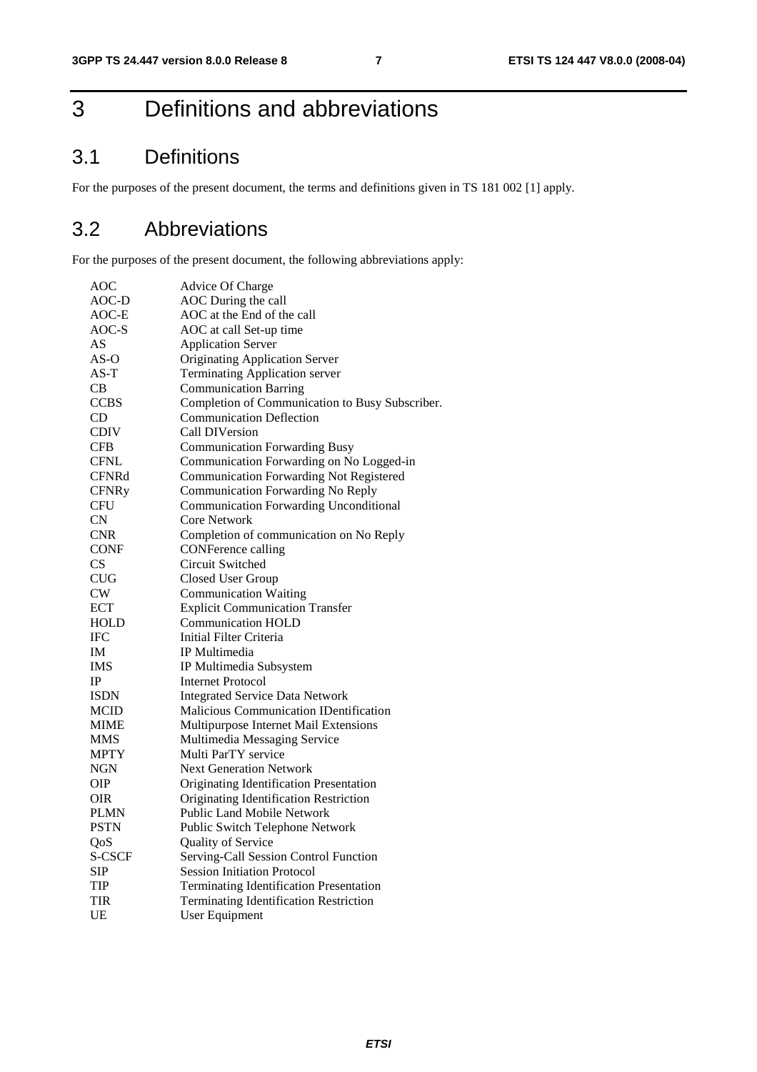# 3 Definitions and abbreviations

## 3.1 Definitions

For the purposes of the present document, the terms and definitions given in TS 181 002 [1] apply.

## 3.2 Abbreviations

For the purposes of the present document, the following abbreviations apply:

| | |
|---|---|
| AOC | Advice Of Charge |
| AOC-D | AOC During the call |
| AOC-E | AOC at the End of the call |
| AOC-S | AOC at call Set-up time |
| AS | Application Server |
| AS-O | Originating Application Server |
| AS-T | Terminating Application server |
| CB | Communication Barring |
| CCBS | Completion of Communication to Busy Subscriber. |
| CD | Communication Deflection |
| CDIV | Call DIVersion |
| CFB | Communication Forwarding Busy |
| CFNL | Communication Forwarding on No Logged-in |
| CFNRd | Communication Forwarding Not Registered |
| CFNRy | Communication Forwarding No Reply |
| CFU | Communication Forwarding Unconditional |
| CN | Core Network |
| CNR | Completion of communication on No Reply |
| CONF | CONFerence calling |
| CS | Circuit Switched |
| CUG | Closed User Group |
| CW | Communication Waiting |
| ECT | Explicit Communication Transfer |
| HOLD | Communication HOLD |
| IFC | Initial Filter Criteria |
| IM | IP Multimedia |
| IMS | IP Multimedia Subsystem |
| IP | Internet Protocol |
| ISDN | Integrated Service Data Network |
| MCID | Malicious Communication IDentification |
| MIME | Multipurpose Internet Mail Extensions |
| MMS | Multimedia Messaging Service |
| MPTY | Multi ParTY service |
| NGN | Next Generation Network |
| OIP | Originating Identification Presentation |
| OIR | Originating Identification Restriction |
| PLMN | Public Land Mobile Network |
| PSTN | Public Switch Telephone Network |
| QoS | Quality of Service |
| S-CSCF | Serving-Call Session Control Function |
| SIP | Session Initiation Protocol |
| TIP | Terminating Identification Presentation |
| TIR | Terminating Identification Restriction |
| UE | User Equipment |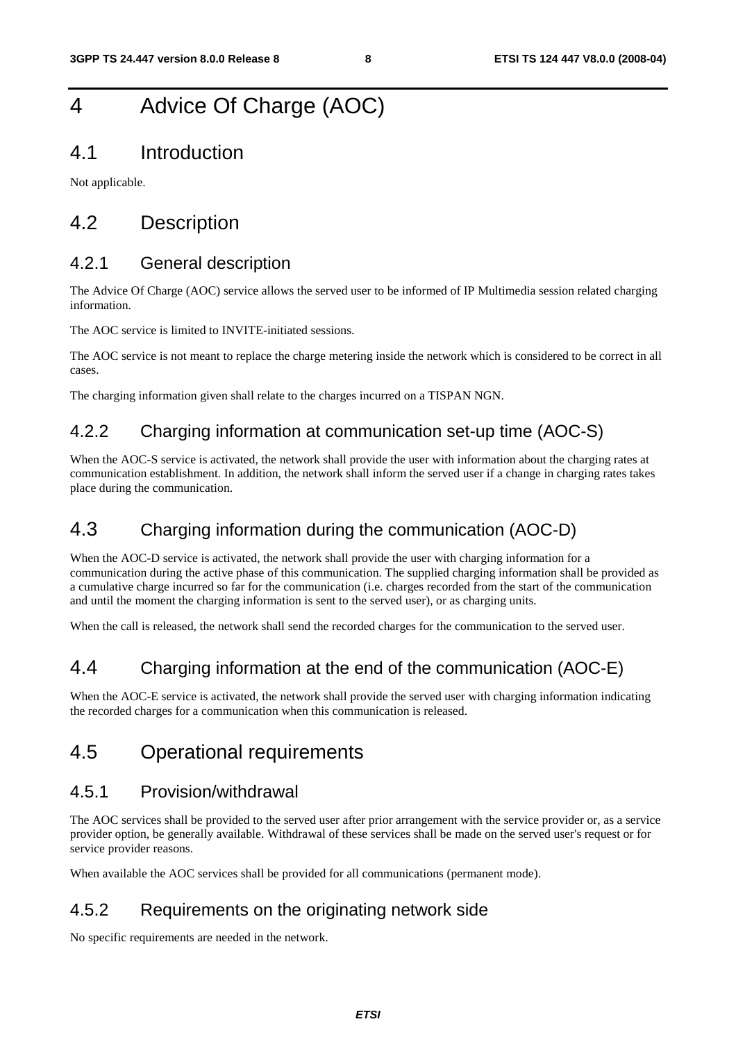# 4 Advice Of Charge (AOC)

## 4.1 Introduction

Not applicable.

## 4.2 Description

### 4.2.1 General description

The Advice Of Charge (AOC) service allows the served user to be informed of IP Multimedia session related charging information.

The AOC service is limited to INVITE-initiated sessions.

The AOC service is not meant to replace the charge metering inside the network which is considered to be correct in all cases.

The charging information given shall relate to the charges incurred on a TISPAN NGN.

### 4.2.2 Charging information at communication set-up time (AOC-S)

When the AOC-S service is activated, the network shall provide the user with information about the charging rates at communication establishment. In addition, the network shall inform the served user if a change in charging rates takes place during the communication.

## 4.3 Charging information during the communication (AOC-D)

When the AOC-D service is activated, the network shall provide the user with charging information for a communication during the active phase of this communication. The supplied charging information shall be provided as a cumulative charge incurred so far for the communication (i.e. charges recorded from the start of the communication and until the moment the charging information is sent to the served user), or as charging units.

When the call is released, the network shall send the recorded charges for the communication to the served user.

## 4.4 Charging information at the end of the communication (AOC-E)

When the AOC-E service is activated, the network shall provide the served user with charging information indicating the recorded charges for a communication when this communication is released.

## 4.5 Operational requirements

### 4.5.1 Provision/withdrawal

The AOC services shall be provided to the served user after prior arrangement with the service provider or, as a service provider option, be generally available. Withdrawal of these services shall be made on the served user's request or for service provider reasons.

When available the AOC services shall be provided for all communications (permanent mode).

### 4.5.2 Requirements on the originating network side

No specific requirements are needed in the network.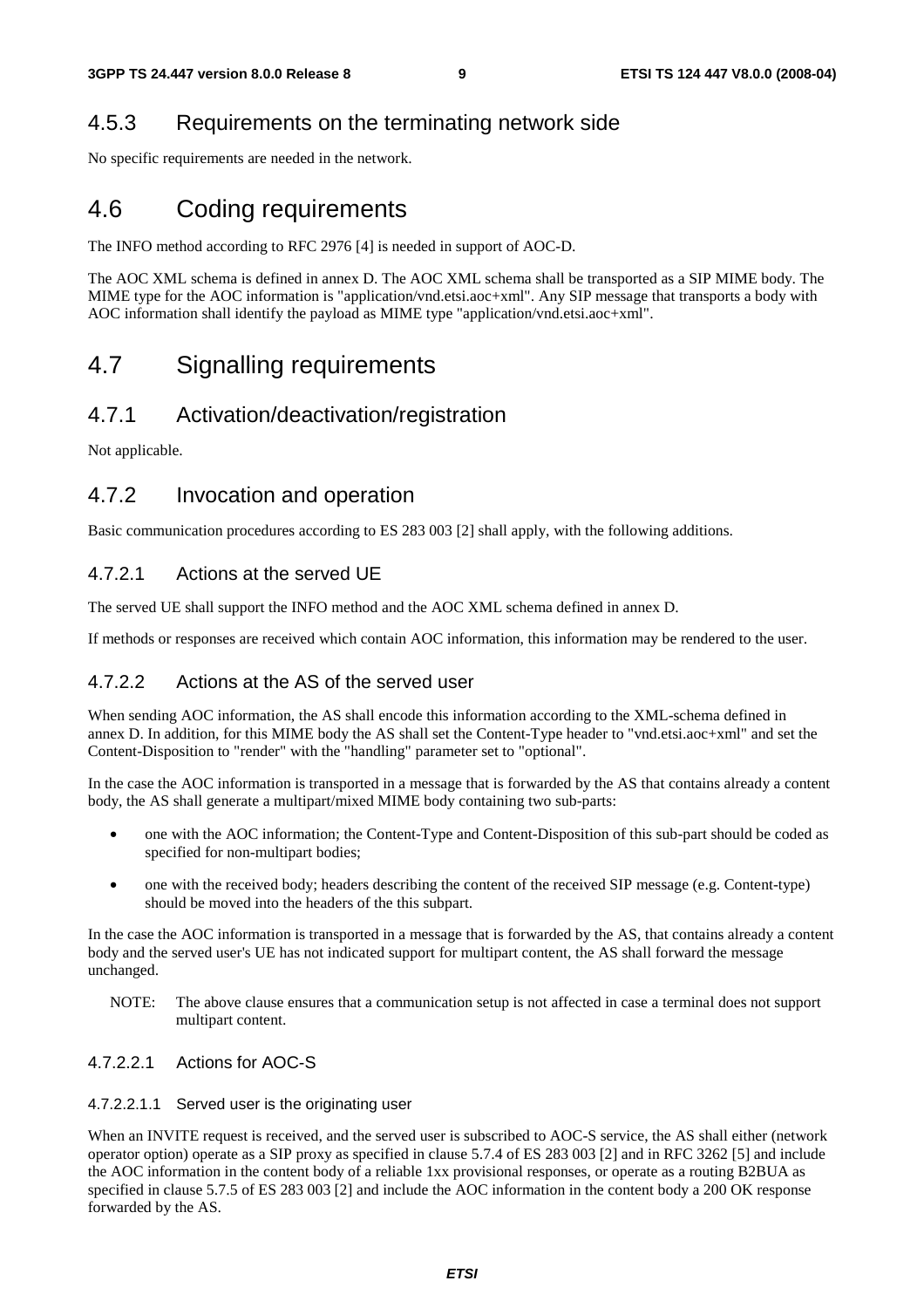### 4.5.3 Requirements on the terminating network side

No specific requirements are needed in the network.

## 4.6 Coding requirements

The INFO method according to RFC 2976 [4] is needed in support of AOC-D.

The AOC XML schema is defined in annex D. The AOC XML schema shall be transported as a SIP MIME body. The MIME type for the AOC information is "application/vnd.etsi.aoc+xml". Any SIP message that transports a body with AOC information shall identify the payload as MIME type "application/vnd.etsi.aoc+xml".

## 4.7 Signalling requirements

### 4.7.1 Activation/deactivation/registration

Not applicable.

### 4.7.2 Invocation and operation

Basic communication procedures according to ES 283 003 [2] shall apply, with the following additions.

#### 4.7.2.1 Actions at the served UE

The served UE shall support the INFO method and the AOC XML schema defined in annex D.

If methods or responses are received which contain AOC information, this information may be rendered to the user.

#### 4.7.2.2 Actions at the AS of the served user

When sending AOC information, the AS shall encode this information according to the XML-schema defined in annex D. In addition, for this MIME body the AS shall set the Content-Type header to "vnd.etsi.aoc+xml" and set the Content-Disposition to "render" with the "handling" parameter set to "optional".

In the case the AOC information is transported in a message that is forwarded by the AS that contains already a content body, the AS shall generate a multipart/mixed MIME body containing two sub-parts:

- one with the AOC information; the Content-Type and Content-Disposition of this sub-part should be coded as specified for non-multipart bodies;
- one with the received body; headers describing the content of the received SIP message (e.g. Content-type) should be moved into the headers of the this subpart.

In the case the AOC information is transported in a message that is forwarded by the AS, that contains already a content body and the served user's UE has not indicated support for multipart content, the AS shall forward the message unchanged.

NOTE: The above clause ensures that a communication setup is not affected in case a terminal does not support multipart content.

##### 4.7.2.2.1 Actions for AOC-S

###### 4.7.2.2.1.1 Served user is the originating user

When an INVITE request is received, and the served user is subscribed to AOC-S service, the AS shall either (network operator option) operate as a SIP proxy as specified in clause 5.7.4 of ES 283 003 [2] and in RFC 3262 [5] and include the AOC information in the content body of a reliable 1xx provisional responses, or operate as a routing B2BUA as specified in clause 5.7.5 of ES 283 003 [2] and include the AOC information in the content body a 200 OK response forwarded by the AS.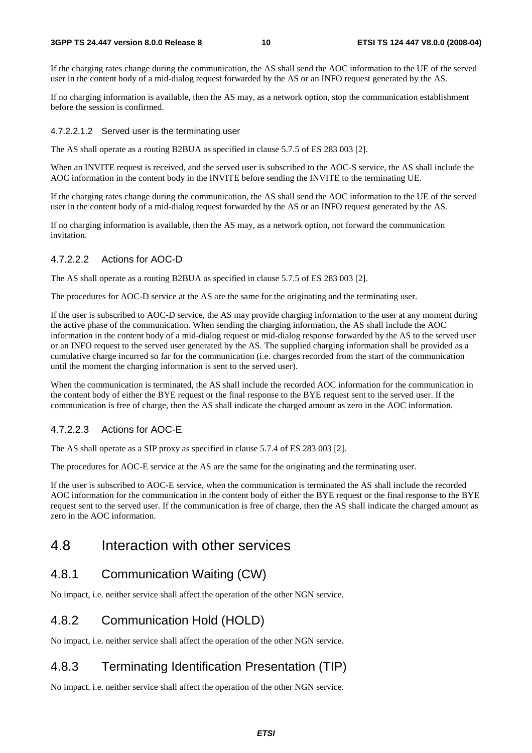If the charging rates change during the communication, the AS shall send the AOC information to the UE of the served user in the content body of a mid-dialog request forwarded by the AS or an INFO request generated by the AS.

If no charging information is available, then the AS may, as a network option, stop the communication establishment before the session is confirmed.

###### 4.7.2.2.1.2 Served user is the terminating user

The AS shall operate as a routing B2BUA as specified in clause 5.7.5 of ES 283 003 [2].

When an INVITE request is received, and the served user is subscribed to the AOC-S service, the AS shall include the AOC information in the content body in the INVITE before sending the INVITE to the terminating UE.

If the charging rates change during the communication, the AS shall send the AOC information to the UE of the served user in the content body of a mid-dialog request forwarded by the AS or an INFO request generated by the AS.

If no charging information is available, then the AS may, as a network option, not forward the communication invitation.

##### 4.7.2.2.2 Actions for AOC-D

The AS shall operate as a routing B2BUA as specified in clause 5.7.5 of ES 283 003 [2].

The procedures for AOC-D service at the AS are the same for the originating and the terminating user.

If the user is subscribed to AOC-D service, the AS may provide charging information to the user at any moment during the active phase of the communication. When sending the charging information, the AS shall include the AOC information in the content body of a mid-dialog request or mid-dialog response forwarded by the AS to the served user or an INFO request to the served user generated by the AS. The supplied charging information shall be provided as a cumulative charge incurred so far for the communication (i.e. charges recorded from the start of the communication until the moment the charging information is sent to the served user).

When the communication is terminated, the AS shall include the recorded AOC information for the communication in the content body of either the BYE request or the final response to the BYE request sent to the served user. If the communication is free of charge, then the AS shall indicate the charged amount as zero in the AOC information.

##### 4.7.2.2.3 Actions for AOC-E

The AS shall operate as a SIP proxy as specified in clause 5.7.4 of ES 283 003 [2].

The procedures for AOC-E service at the AS are the same for the originating and the terminating user.

If the user is subscribed to AOC-E service, when the communication is terminated the AS shall include the recorded AOC information for the communication in the content body of either the BYE request or the final response to the BYE request sent to the served user. If the communication is free of charge, then the AS shall indicate the charged amount as zero in the AOC information.

## 4.8 Interaction with other services

### 4.8.1 Communication Waiting (CW)

No impact, i.e. neither service shall affect the operation of the other NGN service.

### 4.8.2 Communication Hold (HOLD)

No impact, i.e. neither service shall affect the operation of the other NGN service.

### 4.8.3 Terminating Identification Presentation (TIP)

No impact, i.e. neither service shall affect the operation of the other NGN service.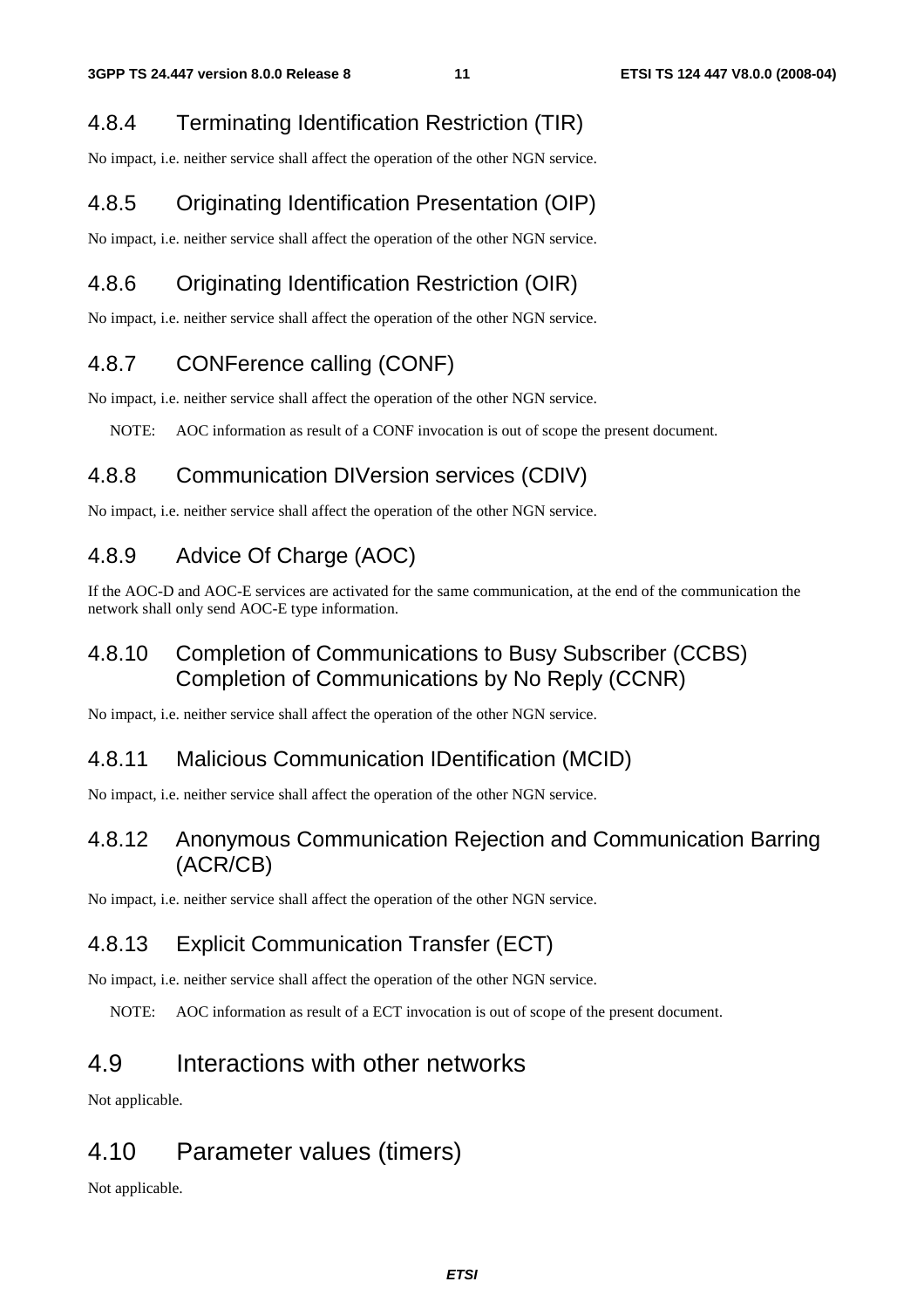### 4.8.4 Terminating Identification Restriction (TIR)

No impact, i.e. neither service shall affect the operation of the other NGN service.

### 4.8.5 Originating Identification Presentation (OIP)

No impact, i.e. neither service shall affect the operation of the other NGN service.

### 4.8.6 Originating Identification Restriction (OIR)

No impact, i.e. neither service shall affect the operation of the other NGN service.

### 4.8.7 CONFerence calling (CONF)

No impact, i.e. neither service shall affect the operation of the other NGN service.

NOTE: AOC information as result of a CONF invocation is out of scope the present document.

### 4.8.8 Communication DIVersion services (CDIV)

No impact, i.e. neither service shall affect the operation of the other NGN service.

### 4.8.9 Advice Of Charge (AOC)

If the AOC-D and AOC-E services are activated for the same communication, at the end of the communication the network shall only send AOC-E type information.

### 4.8.10 Completion of Communications to Busy Subscriber (CCBS) Completion of Communications by No Reply (CCNR)

No impact, i.e. neither service shall affect the operation of the other NGN service.

### 4.8.11 Malicious Communication IDentification (MCID)

No impact, i.e. neither service shall affect the operation of the other NGN service.

### 4.8.12 Anonymous Communication Rejection and Communication Barring (ACR/CB)

No impact, i.e. neither service shall affect the operation of the other NGN service.

### 4.8.13 Explicit Communication Transfer (ECT)

No impact, i.e. neither service shall affect the operation of the other NGN service.

NOTE: AOC information as result of a ECT invocation is out of scope of the present document.

## 4.9 Interactions with other networks

Not applicable.

## 4.10 Parameter values (timers)

Not applicable.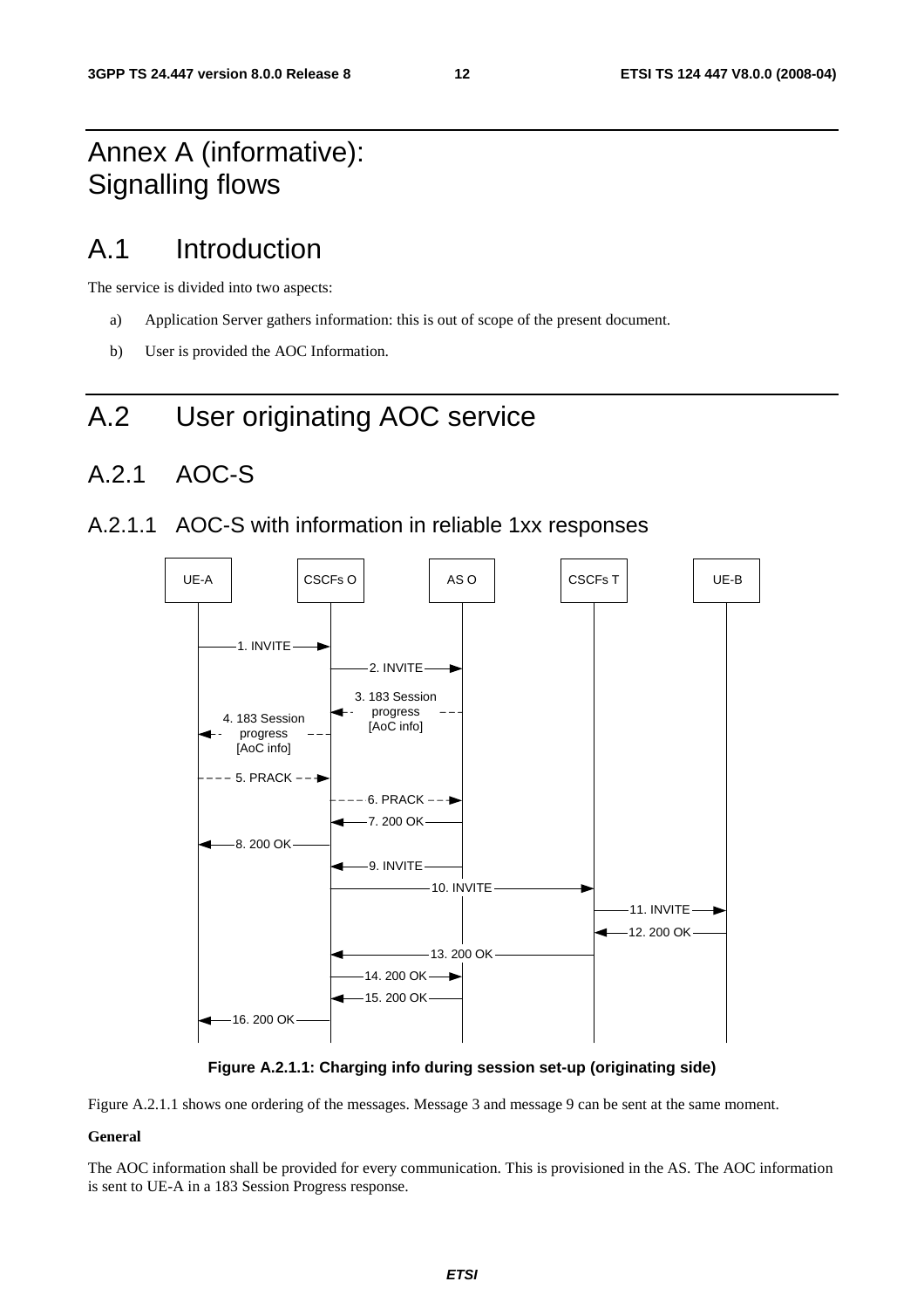# Annex A (informative): Signalling flows

# A.1 Introduction

The service is divided into two aspects:

a) Application Server gathers information: this is out of scope of the present document.

b) User is provided the AOC Information.

# A.2 User originating AOC service

## A.2.1 AOC-S

### A.2.1.1 AOC-S with information in reliable 1xx responses

UE-A | CSCFs O | AS O | CSCFs T | UE-B

1. INVITE
2. INVITE
3. 183 Session progress [AoC info]
4. 183 Session progress [AoC info]
5. PRACK
6. PRACK
7. 200 OK
8. 200 OK
9. INVITE
10. INVITE
11. INVITE
12. 200 OK
13. 200 OK
14. 200 OK
15. 200 OK
16. 200 OK

**Figure A.2.1.1: Charging info during session set-up (originating side)**

Figure A.2.1.1 shows one ordering of the messages. Message 3 and message 9 can be sent at the same moment.

**General**

The AOC information shall be provided for every communication. This is provisioned in the AS. The AOC information is sent to UE-A in a 183 Session Progress response.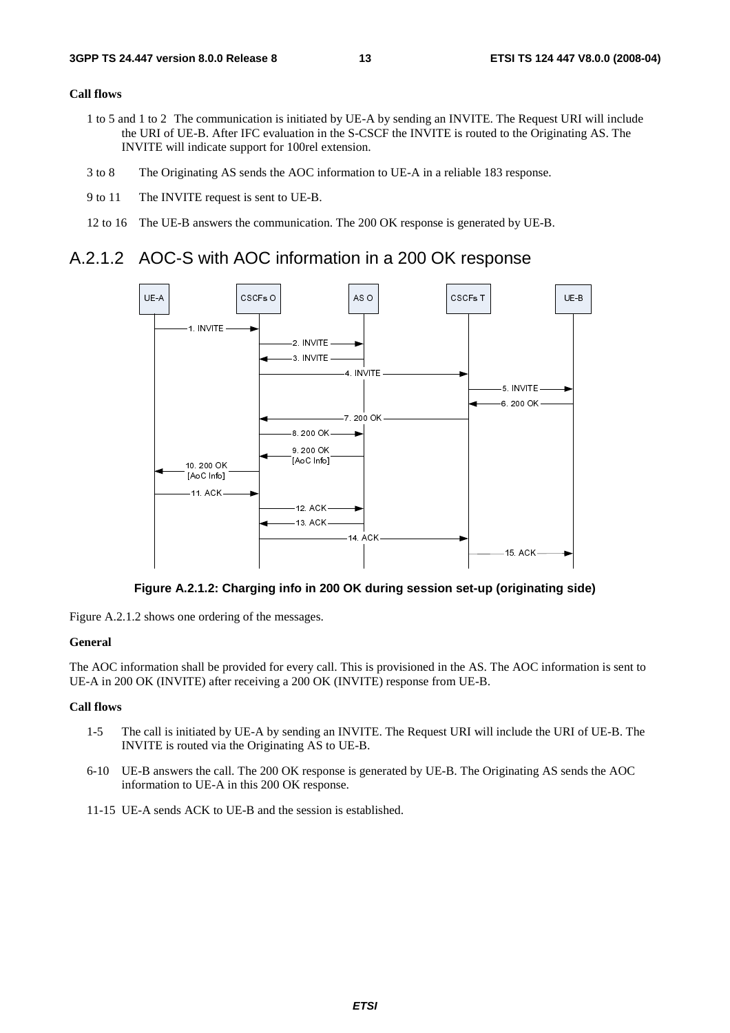**Call flows**

1 to 5 and 1 to 2 The communication is initiated by UE-A by sending an INVITE. The Request URI will include the URI of UE-B. After IFC evaluation in the S-CSCF the INVITE is routed to the Originating AS. The INVITE will indicate support for 100rel extension.

3 to 8 The Originating AS sends the AOC information to UE-A in a reliable 183 response.

9 to 11 The INVITE request is sent to UE-B.

12 to 16 The UE-B answers the communication. The 200 OK response is generated by UE-B.

## A.2.1.2 AOC-S with AOC information in a 200 OK response

**Figure A.2.1.2: Charging info in 200 OK during session set-up (originating side)**

Figure A.2.1.2 shows one ordering of the messages.

**General**

The AOC information shall be provided for every call. This is provisioned in the AS. The AOC information is sent to UE-A in 200 OK (INVITE) after receiving a 200 OK (INVITE) response from UE-B.

**Call flows**

1-5 The call is initiated by UE-A by sending an INVITE. The Request URI will include the URI of UE-B. The INVITE is routed via the Originating AS to UE-B.

6-10 UE-B answers the call. The 200 OK response is generated by UE-B. The Originating AS sends the AOC information to UE-A in this 200 OK response.

11-15 UE-A sends ACK to UE-B and the session is established.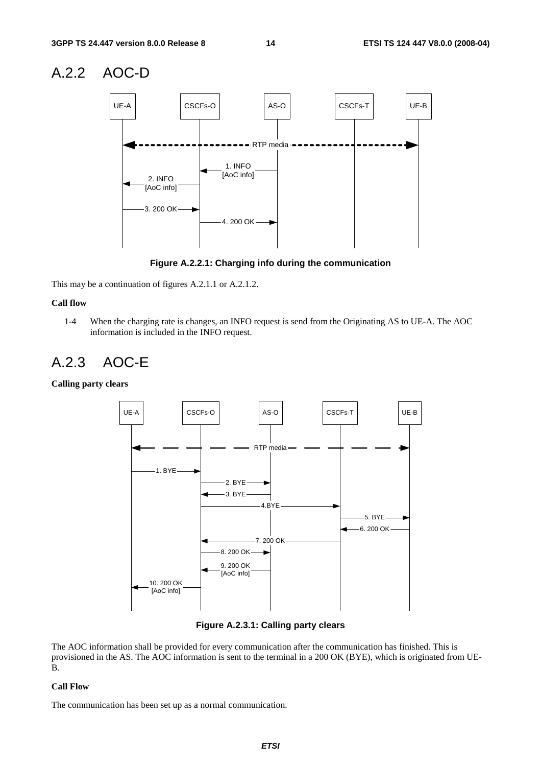## A.2.2 AOC-D

Figure A.2.2.1: Charging info during the communication

This may be a continuation of figures A.2.1.1 or A.2.1.2.

**Call flow**

1-4 When the charging rate is changes, an INFO request is send from the Originating AS to UE-A. The AOC information is included in the INFO request.

## A.2.3 AOC-E

**Calling party clears**

Figure A.2.3.1: Calling party clears

The AOC information shall be provided for every communication after the communication has finished. This is provisioned in the AS. The AOC information is sent to the terminal in a 200 OK (BYE), which is originated from UE-B.

**Call Flow**

The communication has been set up as a normal communication.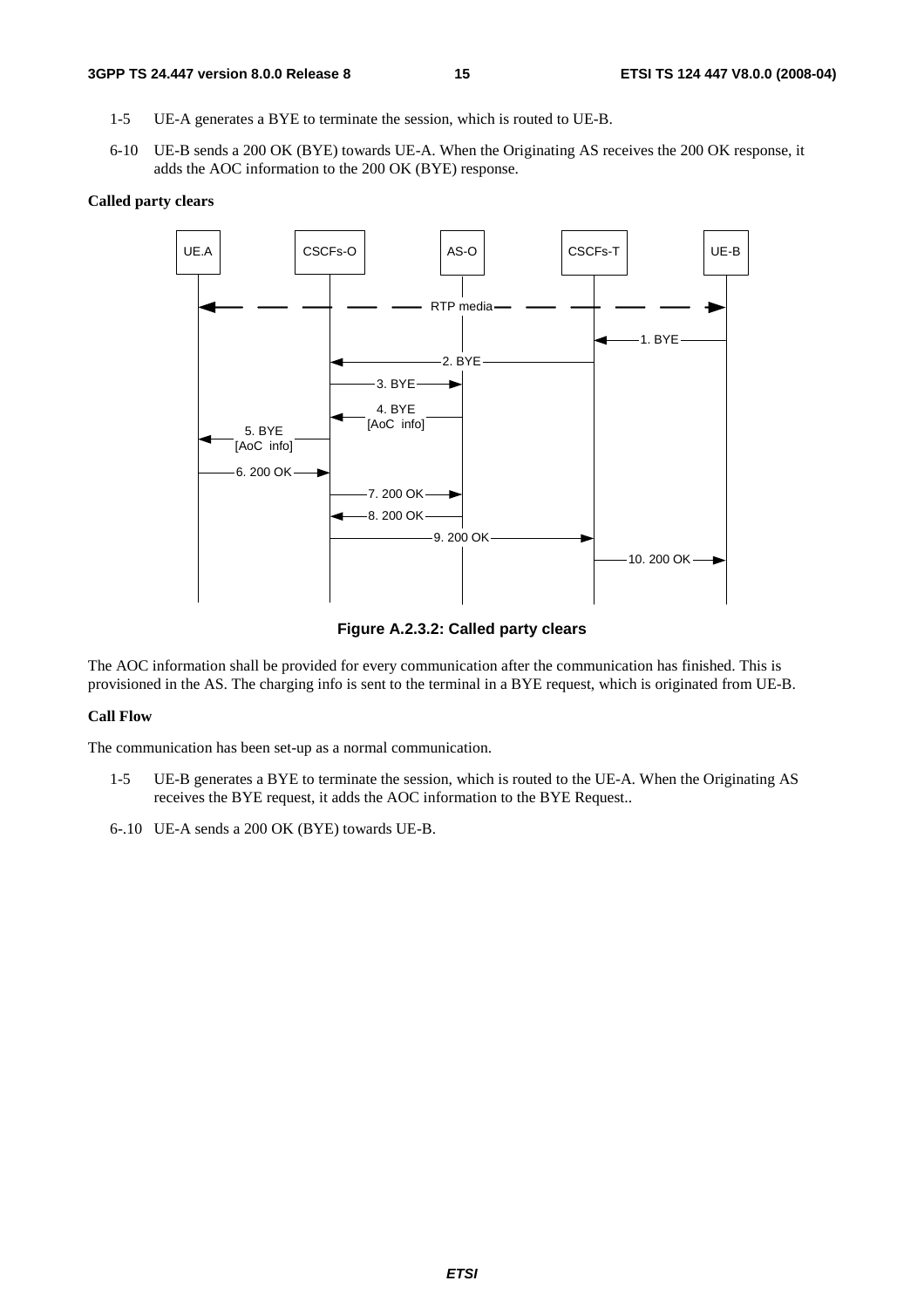1-5 UE-A generates a BYE to terminate the session, which is routed to UE-B.

6-10 UE-B sends a 200 OK (BYE) towards UE-A. When the Originating AS receives the 200 OK response, it adds the AOC information to the 200 OK (BYE) response.

**Called party clears**

**Figure A.2.3.2: Called party clears**

The AOC information shall be provided for every communication after the communication has finished. This is provisioned in the AS. The charging info is sent to the terminal in a BYE request, which is originated from UE-B.

**Call Flow**

The communication has been set-up as a normal communication.

1-5 UE-B generates a BYE to terminate the session, which is routed to the UE-A. When the Originating AS receives the BYE request, it adds the AOC information to the BYE Request..

6-.10 UE-A sends a 200 OK (BYE) towards UE-B.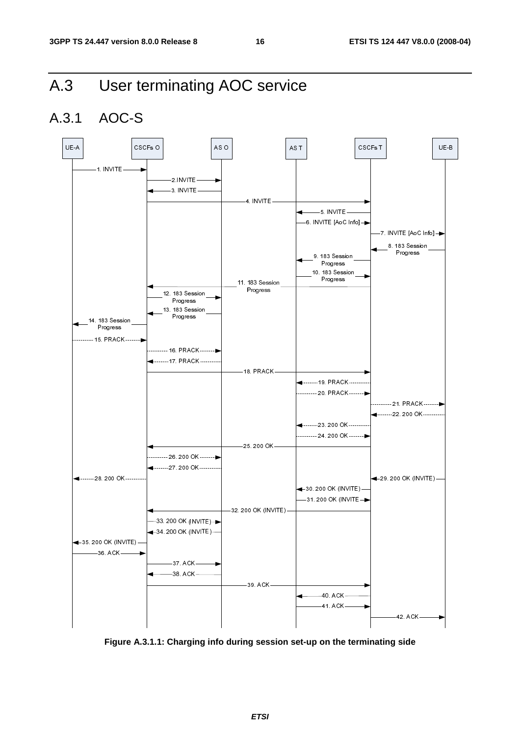# A.3 User terminating AOC service

## A.3.1 AOC-S

```
UE-A          CSCFs O          AS O          AS T          CSCFs T          UE-B
 |--1. INVITE-->|
 |              |--2.INVITE----->|
 |              |<--3. INVITE----|
 |              |--4. INVITE------------------------------>|
 |              |                |             |<-5. INVITE-|
 |              |                |             |-6. INVITE [AoC Info]->|
 |              |                |             |           |-7. INVITE [AoC Info]->|
 |              |                |             |           |<-8. 183 Session Progress-|
 |              |                |             |<-9. 183 Session Progress-|
 |              |                |             |-10. 183 Session Progress->|
 |              |<--11. 183 Session Progress---------------|
 |              |-12. 183 Session Progress->|
 |              |<-13. 183 Session Progress-|
 |<-14. 183 Session Progress-|
 |--15. PRACK-->|
 |              |--16. PRACK---->|
 |              |<--17. PRACK----|
 |              |--18. PRACK------------------------------>|
 |              |                |             |<-19. PRACK-|
 |              |                |             |-20. PRACK->|
 |              |                |             |           |--21. PRACK-->|
 |              |                |             |           |<--22. 200 OK-|
 |              |                |             |<-23. 200 OK-|
 |              |                |             |-24. 200 OK->|
 |              |<--25. 200 OK-----------------------------|
 |              |--26. 200 OK--->|
 |              |<--27. 200 OK---|
 |<--28. 200 OK-|
 |              |                |             |           |<-29. 200 OK (INVITE)-|
 |              |                |             |<-30. 200 OK (INVITE)-|
 |              |                |             |-31. 200 OK (INVITE->|
 |              |<--32. 200 OK (INVITE)--------------------|
 |              |-33. 200 OK (INVITE)->|
 |              |<-34. 200 OK (INVITE)-|
 |<-35. 200 OK (INVITE)-|
 |--36. ACK---->|
 |              |--37. ACK------>|
 |              |<--38. ACK------|
 |              |--39. ACK-------------------------------->|
 |              |                |             |<-40. ACK---|
 |              |                |             |--41. ACK-->|
 |              |                |             |           |--42. ACK---->|
```

**Figure A.3.1.1: Charging info during session set-up on the terminating side**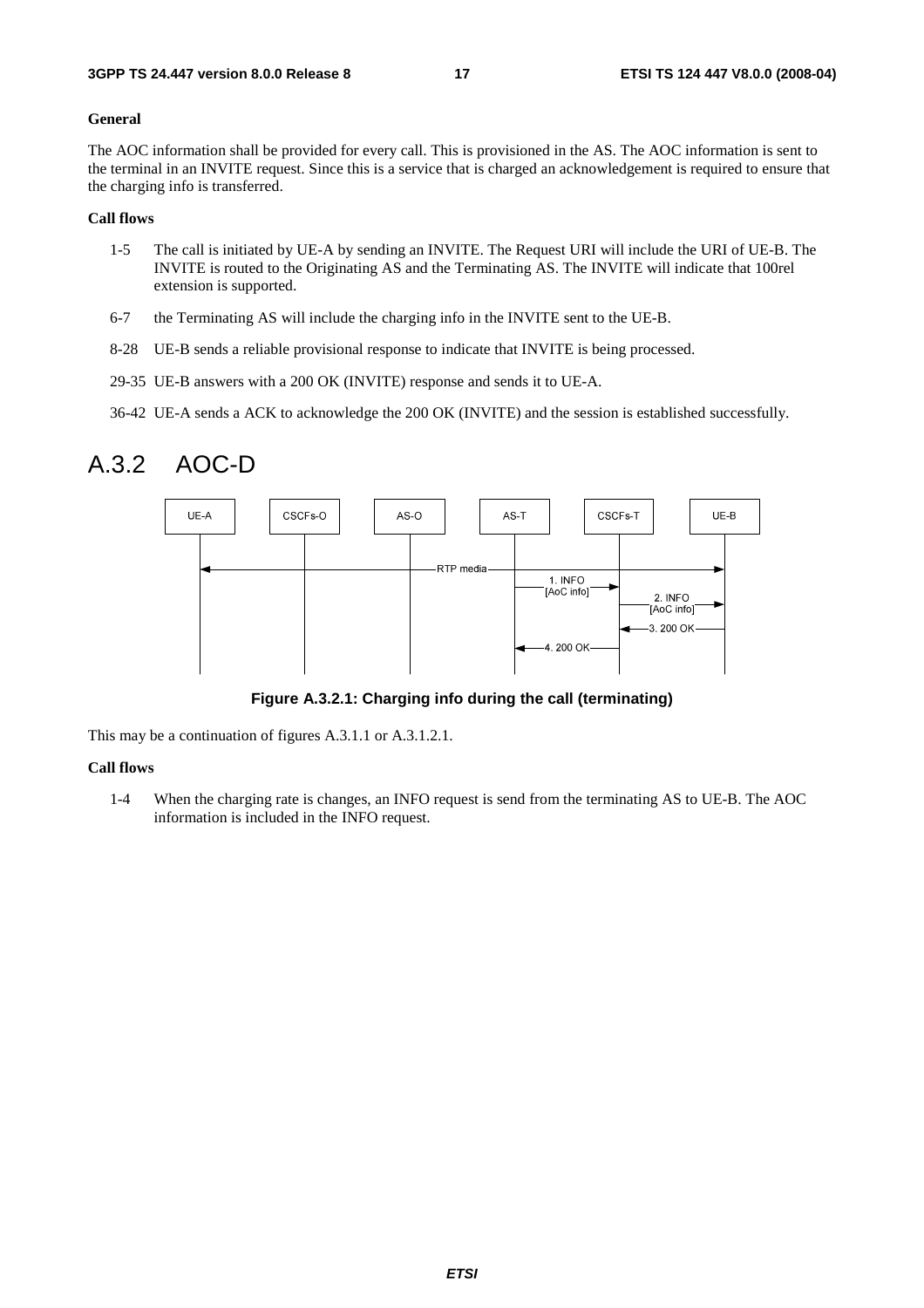**General**

The AOC information shall be provided for every call. This is provisioned in the AS. The AOC information is sent to the terminal in an INVITE request. Since this is a service that is charged an acknowledgement is required to ensure that the charging info is transferred.

**Call flows**

1-5 The call is initiated by UE-A by sending an INVITE. The Request URI will include the URI of UE-B. The INVITE is routed to the Originating AS and the Terminating AS. The INVITE will indicate that 100rel extension is supported.

6-7 the Terminating AS will include the charging info in the INVITE sent to the UE-B.

8-28 UE-B sends a reliable provisional response to indicate that INVITE is being processed.

29-35 UE-B answers with a 200 OK (INVITE) response and sends it to UE-A.

36-42 UE-A sends a ACK to acknowledge the 200 OK (INVITE) and the session is established successfully.

# A.3.2 AOC-D

**Figure A.3.2.1: Charging info during the call (terminating)**

This may be a continuation of figures A.3.1.1 or A.3.1.2.1.

**Call flows**

1-4 When the charging rate is changes, an INFO request is send from the terminating AS to UE-B. The AOC information is included in the INFO request.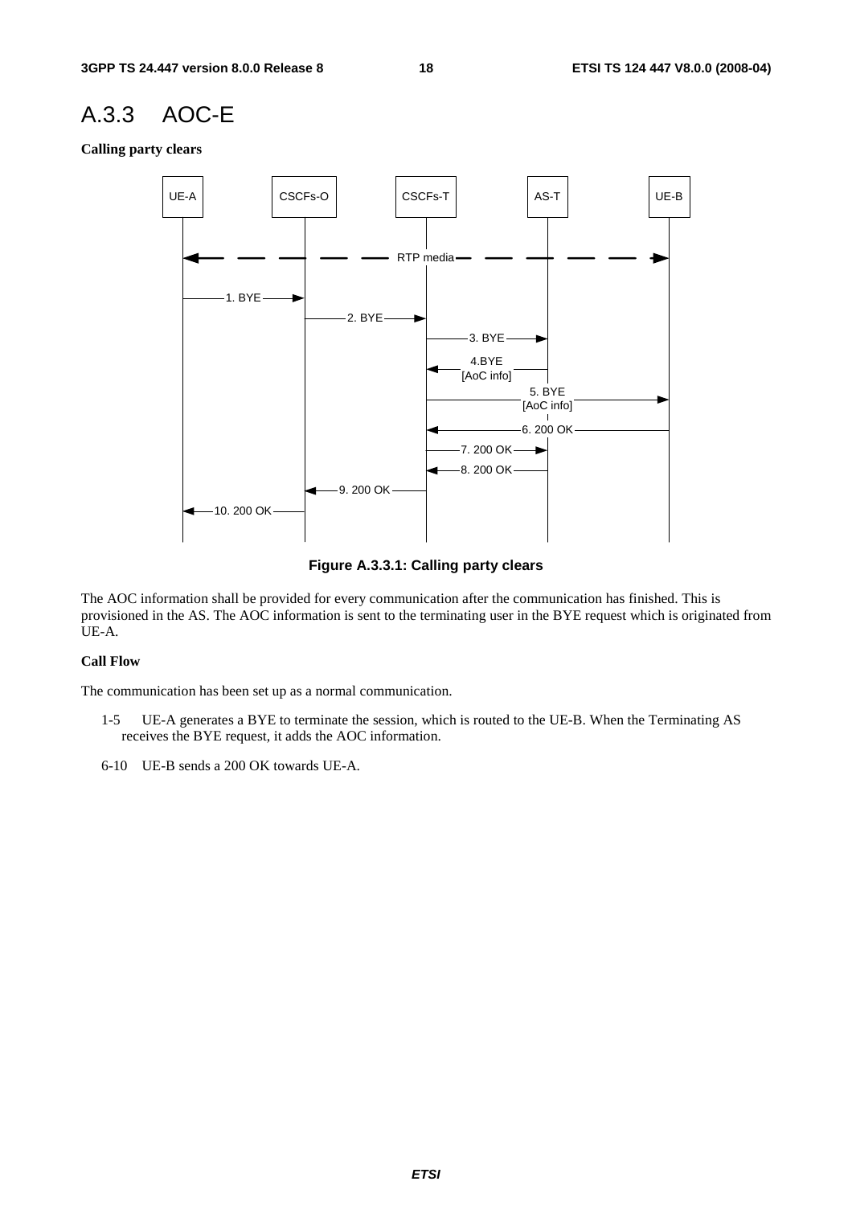## A.3.3 AOC-E

**Calling party clears**

**Figure A.3.3.1: Calling party clears**

The AOC information shall be provided for every communication after the communication has finished. This is provisioned in the AS. The AOC information is sent to the terminating user in the BYE request which is originated from UE-A.

**Call Flow**

The communication has been set up as a normal communication.

1-5 UE-A generates a BYE to terminate the session, which is routed to the UE-B. When the Terminating AS receives the BYE request, it adds the AOC information.

6-10 UE-B sends a 200 OK towards UE-A.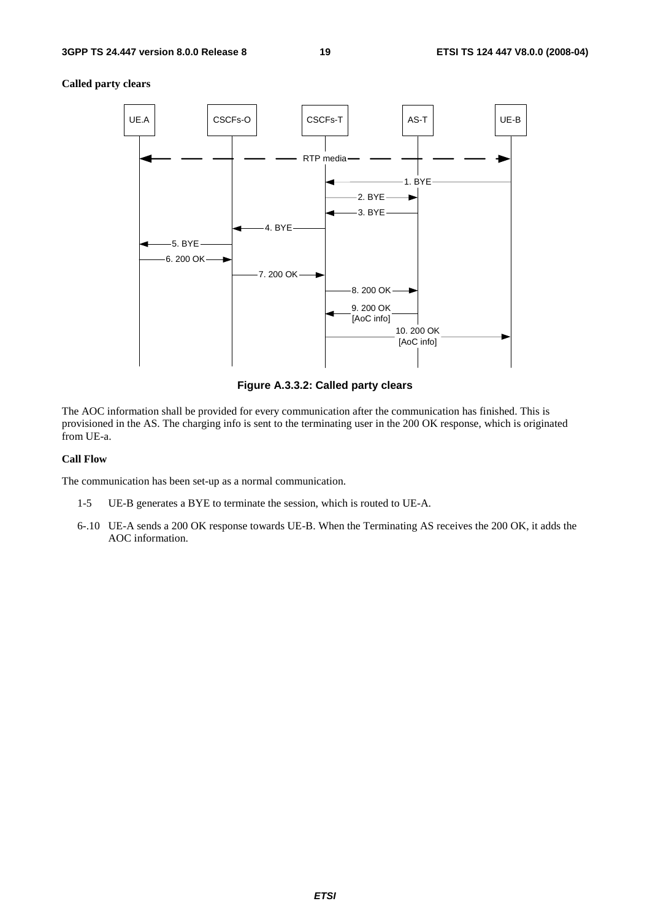**Called party clears**

**Figure A.3.3.2: Called party clears**

The AOC information shall be provided for every communication after the communication has finished. This is provisioned in the AS. The charging info is sent to the terminating user in the 200 OK response, which is originated from UE-a.

**Call Flow**

The communication has been set-up as a normal communication.

1-5 UE-B generates a BYE to terminate the session, which is routed to UE-A.

6-.10 UE-A sends a 200 OK response towards UE-B. When the Terminating AS receives the 200 OK, it adds the AOC information.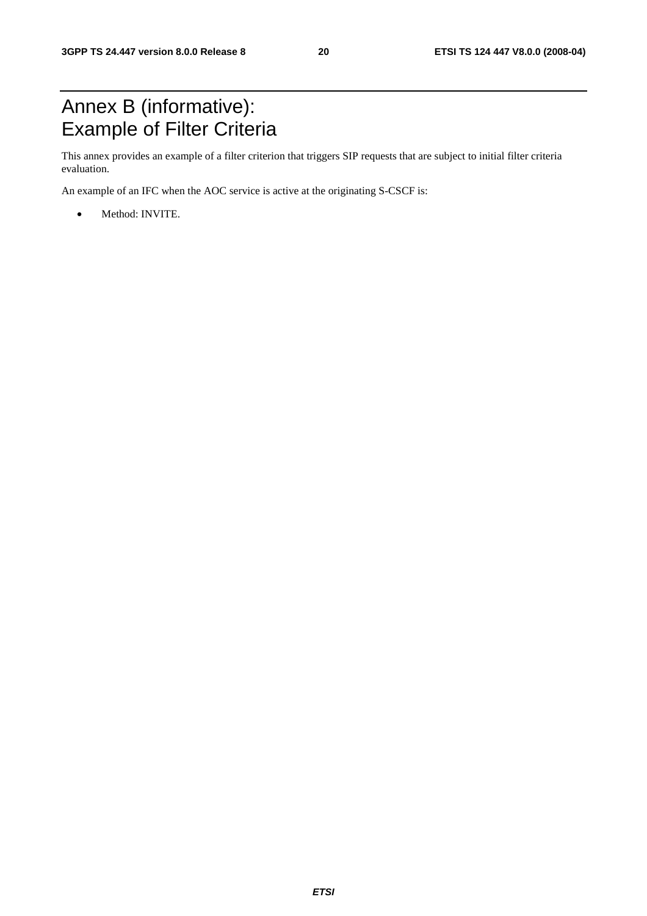# Annex B (informative): Example of Filter Criteria

This annex provides an example of a filter criterion that triggers SIP requests that are subject to initial filter criteria evaluation.

An example of an IFC when the AOC service is active at the originating S-CSCF is:

- Method: INVITE.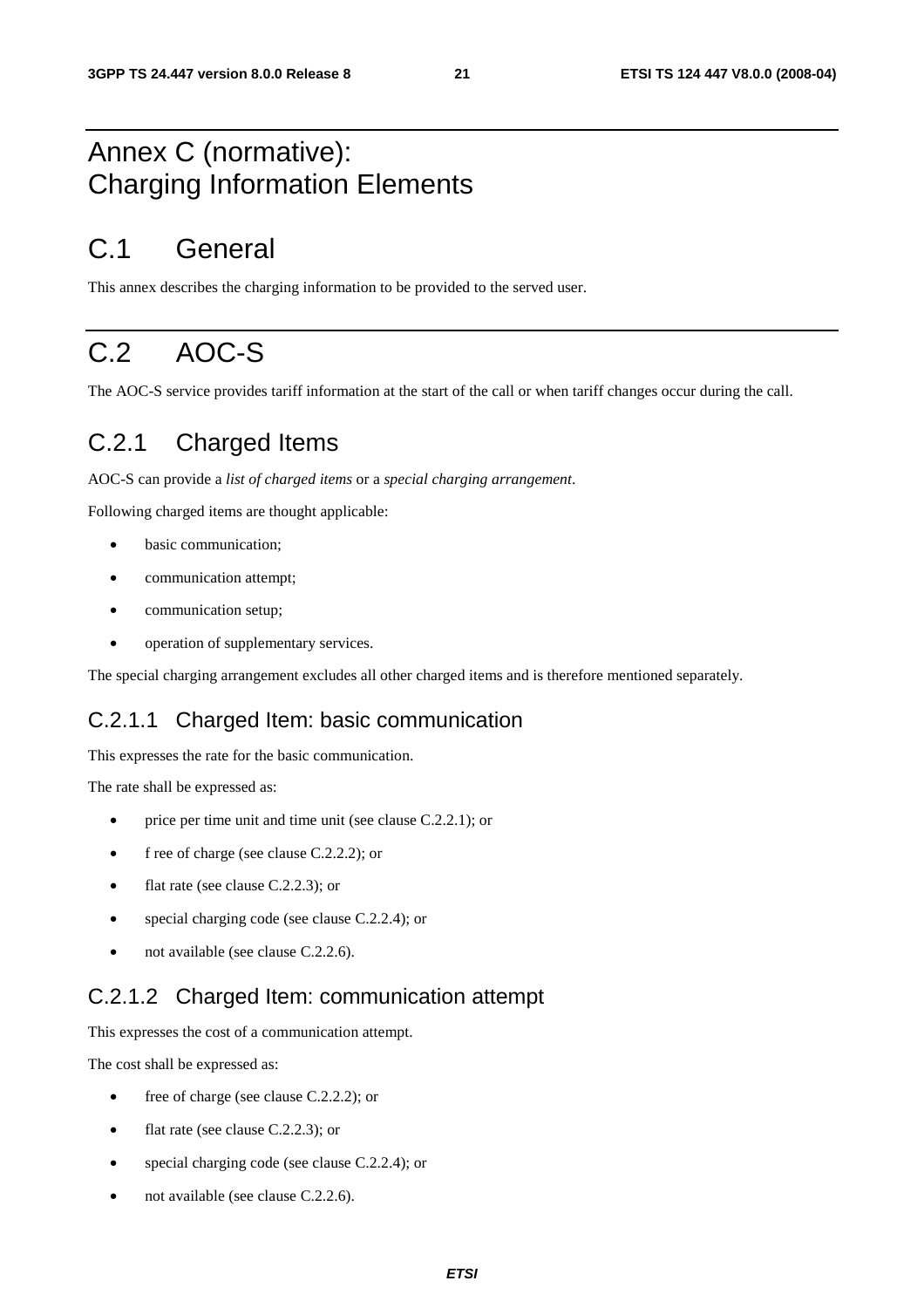# Annex C (normative): Charging Information Elements

## C.1 General

This annex describes the charging information to be provided to the served user.

## C.2 AOC-S

The AOC-S service provides tariff information at the start of the call or when tariff changes occur during the call.

### C.2.1 Charged Items

AOC-S can provide a *list of charged items* or a *special charging arrangement*.

Following charged items are thought applicable:

- basic communication;
- communication attempt;
- communication setup;
- operation of supplementary services.

The special charging arrangement excludes all other charged items and is therefore mentioned separately.

#### C.2.1.1 Charged Item: basic communication

This expresses the rate for the basic communication.

The rate shall be expressed as:

- price per time unit and time unit (see clause C.2.2.1); or
- f ree of charge (see clause C.2.2.2); or
- flat rate (see clause C.2.2.3); or
- special charging code (see clause C.2.2.4); or
- not available (see clause C.2.2.6).

#### C.2.1.2 Charged Item: communication attempt

This expresses the cost of a communication attempt.

The cost shall be expressed as:

- free of charge (see clause C.2.2.2); or
- flat rate (see clause C.2.2.3); or
- special charging code (see clause C.2.2.4); or
- not available (see clause C.2.2.6).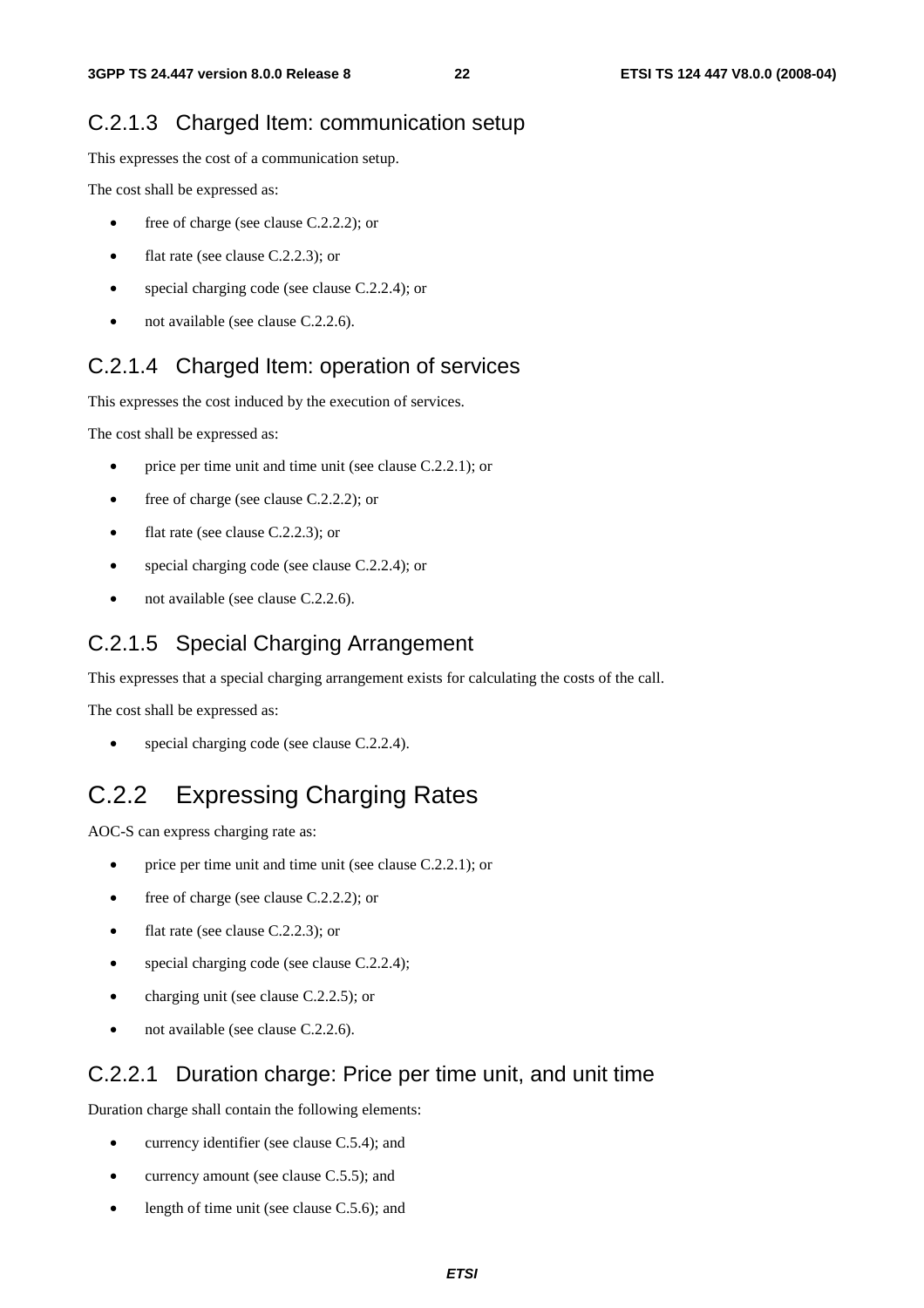### C.2.1.3 Charged Item: communication setup

This expresses the cost of a communication setup.

The cost shall be expressed as:

- free of charge (see clause C.2.2.2); or
- flat rate (see clause C.2.2.3); or
- special charging code (see clause C.2.2.4); or
- not available (see clause C.2.2.6).

### C.2.1.4 Charged Item: operation of services

This expresses the cost induced by the execution of services.

The cost shall be expressed as:

- price per time unit and time unit (see clause C.2.2.1); or
- free of charge (see clause C.2.2.2); or
- flat rate (see clause C.2.2.3); or
- special charging code (see clause C.2.2.4); or
- not available (see clause C.2.2.6).

### C.2.1.5 Special Charging Arrangement

This expresses that a special charging arrangement exists for calculating the costs of the call.

The cost shall be expressed as:

- special charging code (see clause C.2.2.4).

## C.2.2 Expressing Charging Rates

AOC-S can express charging rate as:

- price per time unit and time unit (see clause C.2.2.1); or
- free of charge (see clause C.2.2.2); or
- flat rate (see clause C.2.2.3); or
- special charging code (see clause C.2.2.4);
- charging unit (see clause C.2.2.5); or
- not available (see clause C.2.2.6).

### C.2.2.1 Duration charge: Price per time unit, and unit time

Duration charge shall contain the following elements:

- currency identifier (see clause C.5.4); and
- currency amount (see clause C.5.5); and
- length of time unit (see clause C.5.6); and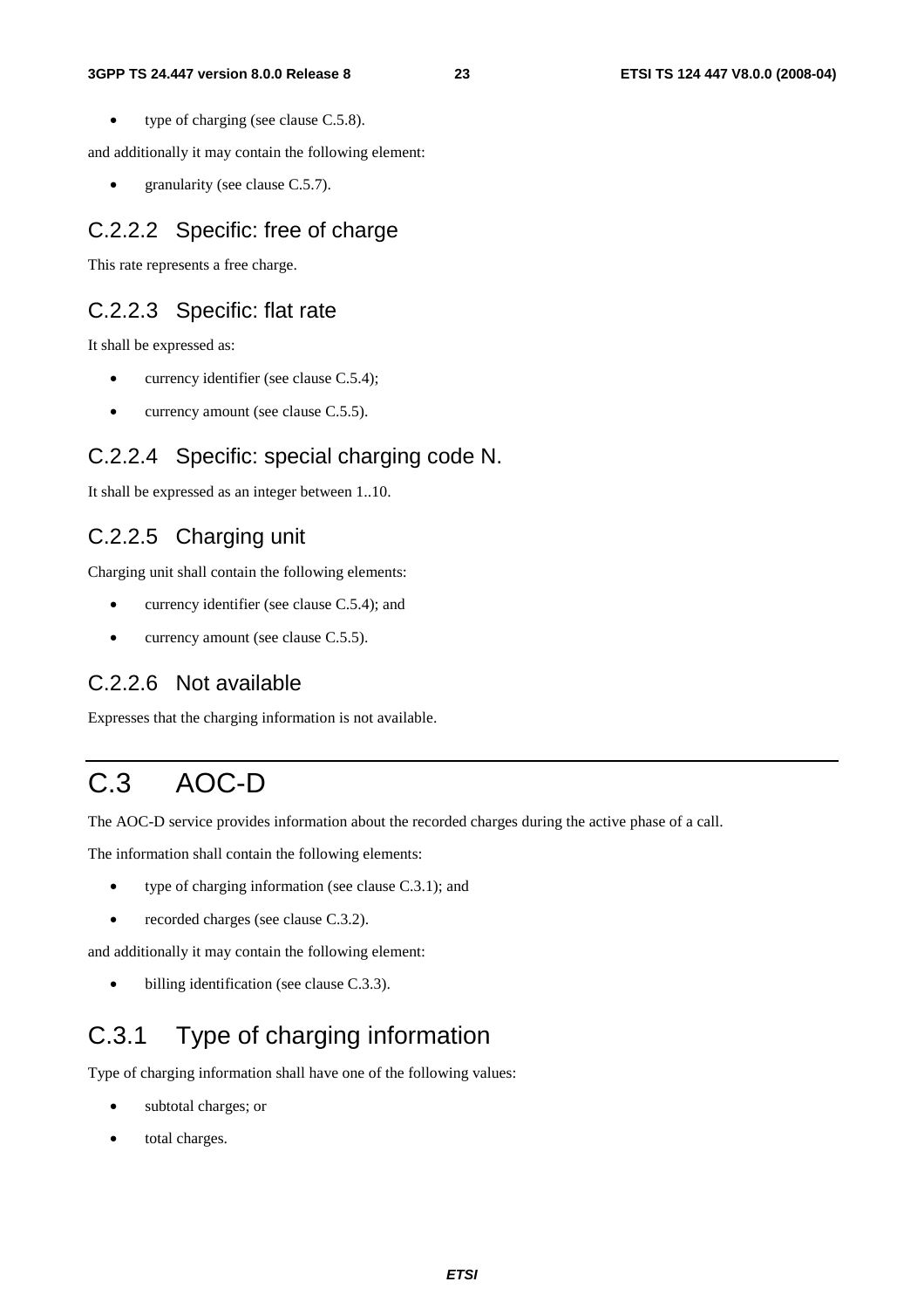- type of charging (see clause C.5.8).

and additionally it may contain the following element:

- granularity (see clause C.5.7).

#### C.2.2.2 Specific: free of charge

This rate represents a free charge.

#### C.2.2.3 Specific: flat rate

It shall be expressed as:

- currency identifier (see clause C.5.4);
- currency amount (see clause C.5.5).

#### C.2.2.4 Specific: special charging code N.

It shall be expressed as an integer between 1..10.

#### C.2.2.5 Charging unit

Charging unit shall contain the following elements:

- currency identifier (see clause C.5.4); and
- currency amount (see clause C.5.5).

#### C.2.2.6 Not available

Expresses that the charging information is not available.

# C.3 AOC-D

The AOC-D service provides information about the recorded charges during the active phase of a call.

The information shall contain the following elements:

- type of charging information (see clause C.3.1); and
- recorded charges (see clause C.3.2).

and additionally it may contain the following element:

- billing identification (see clause C.3.3).

## C.3.1 Type of charging information

Type of charging information shall have one of the following values:

- subtotal charges; or
- total charges.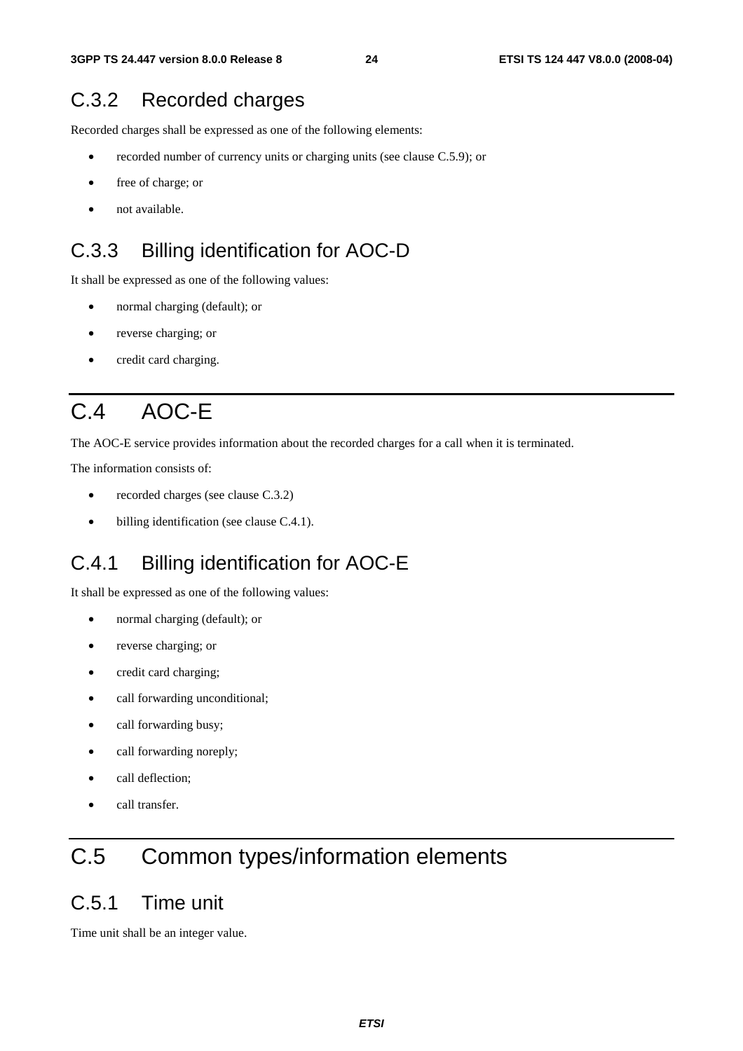## C.3.2 Recorded charges

Recorded charges shall be expressed as one of the following elements:

- recorded number of currency units or charging units (see clause C.5.9); or
- free of charge; or
- not available.

## C.3.3 Billing identification for AOC-D

It shall be expressed as one of the following values:

- normal charging (default); or
- reverse charging; or
- credit card charging.

# C.4 AOC-E

The AOC-E service provides information about the recorded charges for a call when it is terminated.

The information consists of:

- recorded charges (see clause C.3.2)
- billing identification (see clause C.4.1).

## C.4.1 Billing identification for AOC-E

It shall be expressed as one of the following values:

- normal charging (default); or
- reverse charging; or
- credit card charging;
- call forwarding unconditional;
- call forwarding busy;
- call forwarding noreply;
- call deflection;
- call transfer.

# C.5 Common types/information elements

## C.5.1 Time unit

Time unit shall be an integer value.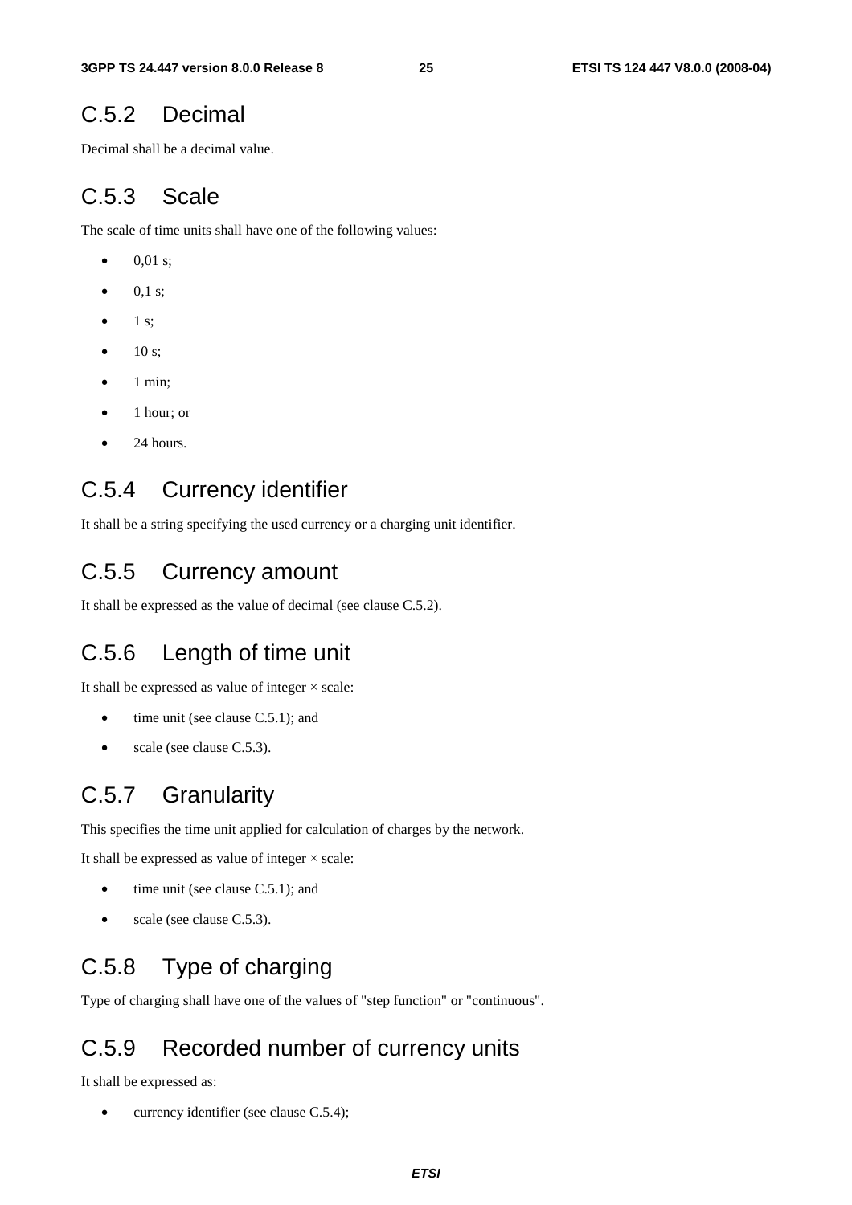## C.5.2 Decimal

Decimal shall be a decimal value.

## C.5.3 Scale

The scale of time units shall have one of the following values:

- 0,01 s;
- 0,1 s;
- 1 s;
- 10 s;
- 1 min;
- 1 hour; or
- 24 hours.

## C.5.4 Currency identifier

It shall be a string specifying the used currency or a charging unit identifier.

## C.5.5 Currency amount

It shall be expressed as the value of decimal (see clause C.5.2).

## C.5.6 Length of time unit

It shall be expressed as value of integer × scale:

- time unit (see clause C.5.1); and
- scale (see clause C.5.3).

## C.5.7 Granularity

This specifies the time unit applied for calculation of charges by the network.

It shall be expressed as value of integer × scale:

- time unit (see clause C.5.1); and
- scale (see clause C.5.3).

## C.5.8 Type of charging

Type of charging shall have one of the values of "step function" or "continuous".

## C.5.9 Recorded number of currency units

It shall be expressed as:

- currency identifier (see clause C.5.4);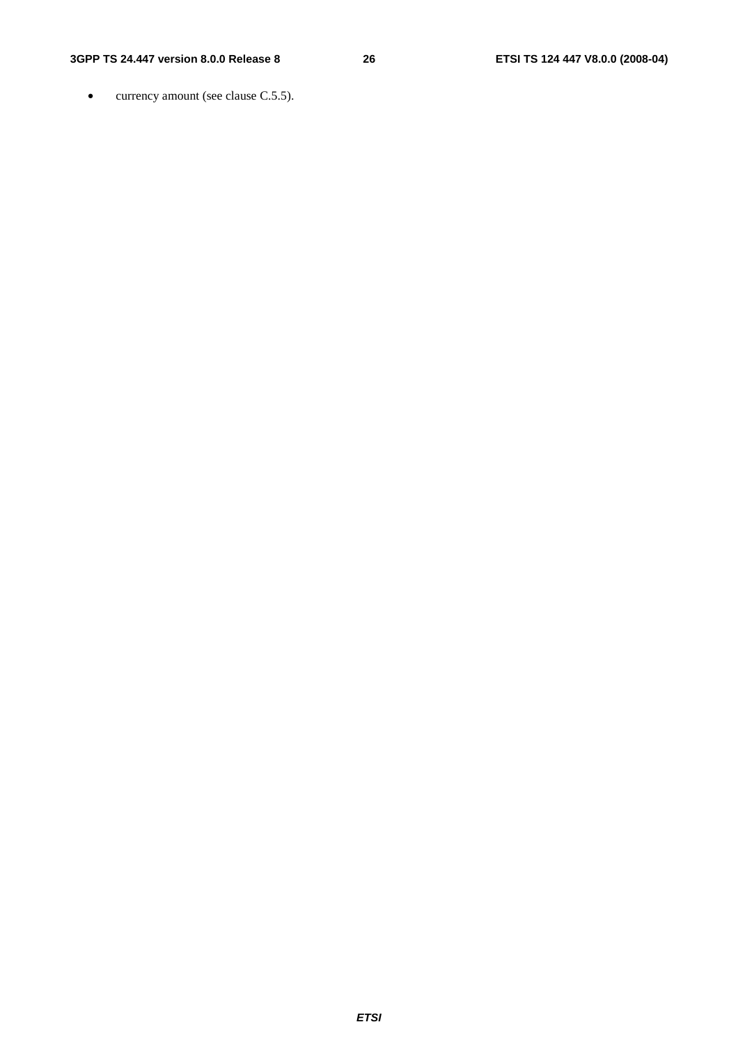- currency amount (see clause C.5.5).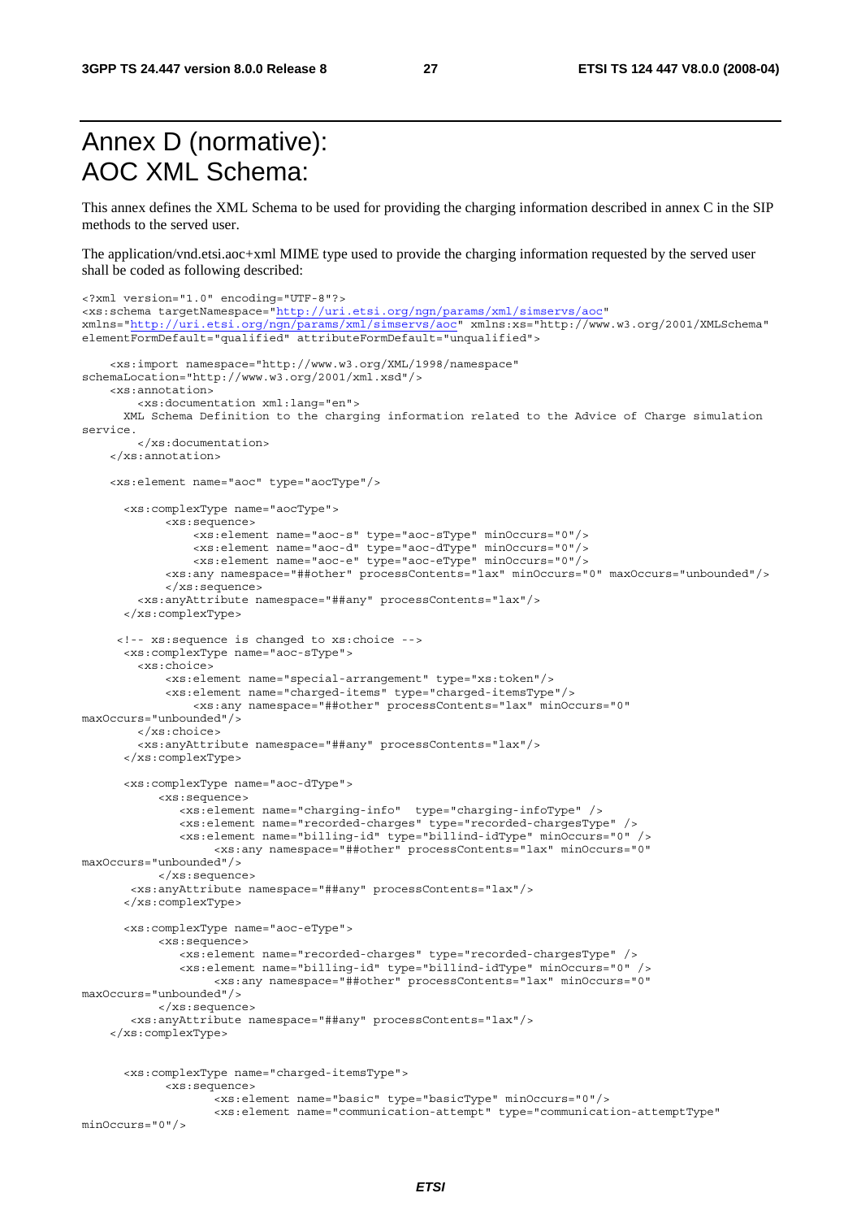# Annex D (normative): AOC XML Schema:

This annex defines the XML Schema to be used for providing the charging information described in annex C in the SIP methods to the served user.

The application/vnd.etsi.aoc+xml MIME type used to provide the charging information requested by the served user shall be coded as following described:

```
<?xml version="1.0" encoding="UTF-8"?>
<xs:schema targetNamespace="http://uri.etsi.org/ngn/params/xml/simservs/aoc"
xmlns="http://uri.etsi.org/ngn/params/xml/simservs/aoc" xmlns:xs="http://www.w3.org/2001/XMLSchema"
elementFormDefault="qualified" attributeFormDefault="unqualified">

    <xs:import namespace="http://www.w3.org/XML/1998/namespace"
schemaLocation="http://www.w3.org/2001/xml.xsd"/>
    <xs:annotation>
        <xs:documentation xml:lang="en">
      XML Schema Definition to the charging information related to the Advice of Charge simulation
service.
        </xs:documentation>
    </xs:annotation>

    <xs:element name="aoc" type="aocType"/>

      <xs:complexType name="aocType">
            <xs:sequence>
                <xs:element name="aoc-s" type="aoc-sType" minOccurs="0"/>
                <xs:element name="aoc-d" type="aoc-dType" minOccurs="0"/>
                <xs:element name="aoc-e" type="aoc-eType" minOccurs="0"/>
            <xs:any namespace="##other" processContents="lax" minOccurs="0" maxOccurs="unbounded"/>
            </xs:sequence>
        <xs:anyAttribute namespace="##any" processContents="lax"/>
      </xs:complexType>

     <!-- xs:sequence is changed to xs:choice -->
      <xs:complexType name="aoc-sType">
        <xs:choice>
            <xs:element name="special-arrangement" type="xs:token"/>
            <xs:element name="charged-items" type="charged-itemsType"/>
                <xs:any namespace="##other" processContents="lax" minOccurs="0"
maxOccurs="unbounded"/>
        </xs:choice>
        <xs:anyAttribute namespace="##any" processContents="lax"/>
      </xs:complexType>

      <xs:complexType name="aoc-dType">
           <xs:sequence>
              <xs:element name="charging-info"  type="charging-infoType" />
              <xs:element name="recorded-charges" type="recorded-chargesType" />
              <xs:element name="billing-id" type="billind-idType" minOccurs="0" />
                   <xs:any namespace="##other" processContents="lax" minOccurs="0"
maxOccurs="unbounded"/>
           </xs:sequence>
       <xs:anyAttribute namespace="##any" processContents="lax"/>
      </xs:complexType>

      <xs:complexType name="aoc-eType">
           <xs:sequence>
              <xs:element name="recorded-charges" type="recorded-chargesType" />
              <xs:element name="billing-id" type="billind-idType" minOccurs="0" />
                   <xs:any namespace="##other" processContents="lax" minOccurs="0"
maxOccurs="unbounded"/>
           </xs:sequence>
       <xs:anyAttribute namespace="##any" processContents="lax"/>
    </xs:complexType>


      <xs:complexType name="charged-itemsType">
            <xs:sequence>
                   <xs:element name="basic" type="basicType" minOccurs="0"/>
                   <xs:element name="communication-attempt" type="communication-attemptType"
minOccurs="0"/>
```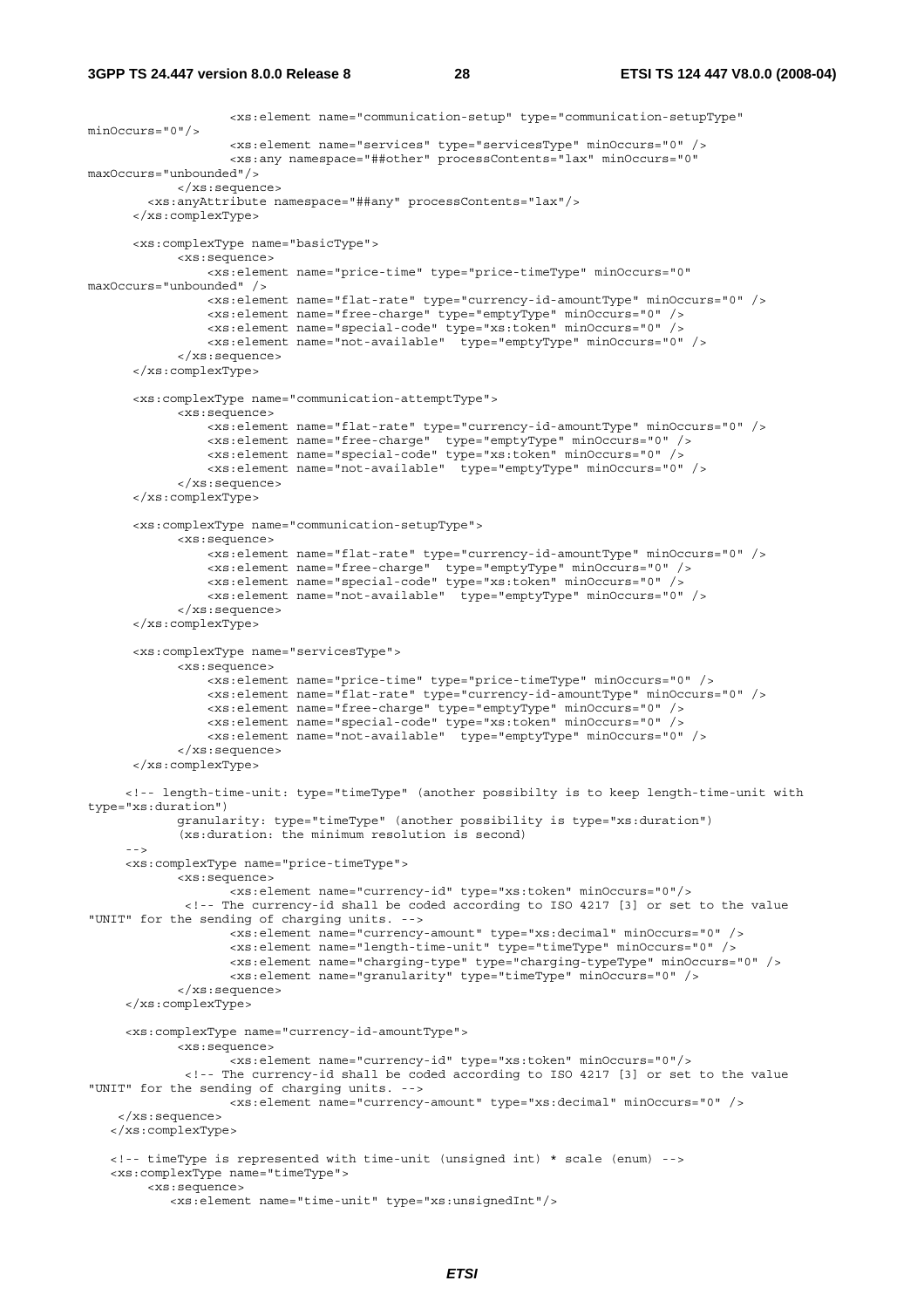```
                    <xs:element name="communication-setup" type="communication-setupType"
minOccurs="0"/>
                    <xs:element name="services" type="servicesType" minOccurs="0" />
                    <xs:any namespace="##other" processContents="lax" minOccurs="0"
maxOccurs="unbounded"/>
            </xs:sequence>
        <xs:anyAttribute namespace="##any" processContents="lax"/>
      </xs:complexType>

      <xs:complexType name="basicType">
            <xs:sequence>
                <xs:element name="price-time" type="price-timeType" minOccurs="0"
maxOccurs="unbounded" />
                <xs:element name="flat-rate" type="currency-id-amountType" minOccurs="0" />
                <xs:element name="free-charge" type="emptyType" minOccurs="0" />
                <xs:element name="special-code" type="xs:token" minOccurs="0" />
                <xs:element name="not-available"  type="emptyType" minOccurs="0" />
            </xs:sequence>
      </xs:complexType>

      <xs:complexType name="communication-attemptType">
            <xs:sequence>
                <xs:element name="flat-rate" type="currency-id-amountType" minOccurs="0" />
                <xs:element name="free-charge"  type="emptyType" minOccurs="0" />
                <xs:element name="special-code" type="xs:token" minOccurs="0" />
                <xs:element name="not-available"  type="emptyType" minOccurs="0" />
            </xs:sequence>
      </xs:complexType>

      <xs:complexType name="communication-setupType">
            <xs:sequence>
                <xs:element name="flat-rate" type="currency-id-amountType" minOccurs="0" />
                <xs:element name="free-charge"  type="emptyType" minOccurs="0" />
                <xs:element name="special-code" type="xs:token" minOccurs="0" />
                <xs:element name="not-available"  type="emptyType" minOccurs="0" />
            </xs:sequence>
      </xs:complexType>

      <xs:complexType name="servicesType">
            <xs:sequence>
                <xs:element name="price-time" type="price-timeType" minOccurs="0" />
                <xs:element name="flat-rate" type="currency-id-amountType" minOccurs="0" />
                <xs:element name="free-charge" type="emptyType" minOccurs="0" />
                <xs:element name="special-code" type="xs:token" minOccurs="0" />
                <xs:element name="not-available"  type="emptyType" minOccurs="0" />
            </xs:sequence>
      </xs:complexType>

     <!-- length-time-unit: type="timeType" (another possibilty is to keep length-time-unit with
type="xs:duration")
            granularity: type="timeType" (another possibility is type="xs:duration")
            (xs:duration: the minimum resolution is second)
     -->
     <xs:complexType name="price-timeType">
            <xs:sequence>
                    <xs:element name="currency-id" type="xs:token" minOccurs="0"/>
             <!-- The currency-id shall be coded according to ISO 4217 [3] or set to the value
"UNIT" for the sending of charging units. -->
                    <xs:element name="currency-amount" type="xs:decimal" minOccurs="0" />
                    <xs:element name="length-time-unit" type="timeType" minOccurs="0" />
                    <xs:element name="charging-type" type="charging-typeType" minOccurs="0" />
                    <xs:element name="granularity" type="timeType" minOccurs="0" />
            </xs:sequence>
     </xs:complexType>

     <xs:complexType name="currency-id-amountType">
            <xs:sequence>
                    <xs:element name="currency-id" type="xs:token" minOccurs="0"/>
             <!-- The currency-id shall be coded according to ISO 4217 [3] or set to the value
"UNIT" for the sending of charging units. -->
                    <xs:element name="currency-amount" type="xs:decimal" minOccurs="0" />
    </xs:sequence>
   </xs:complexType>

   <!-- timeType is represented with time-unit (unsigned int) * scale (enum) -->
   <xs:complexType name="timeType">
        <xs:sequence>
           <xs:element name="time-unit" type="xs:unsignedInt"/>
```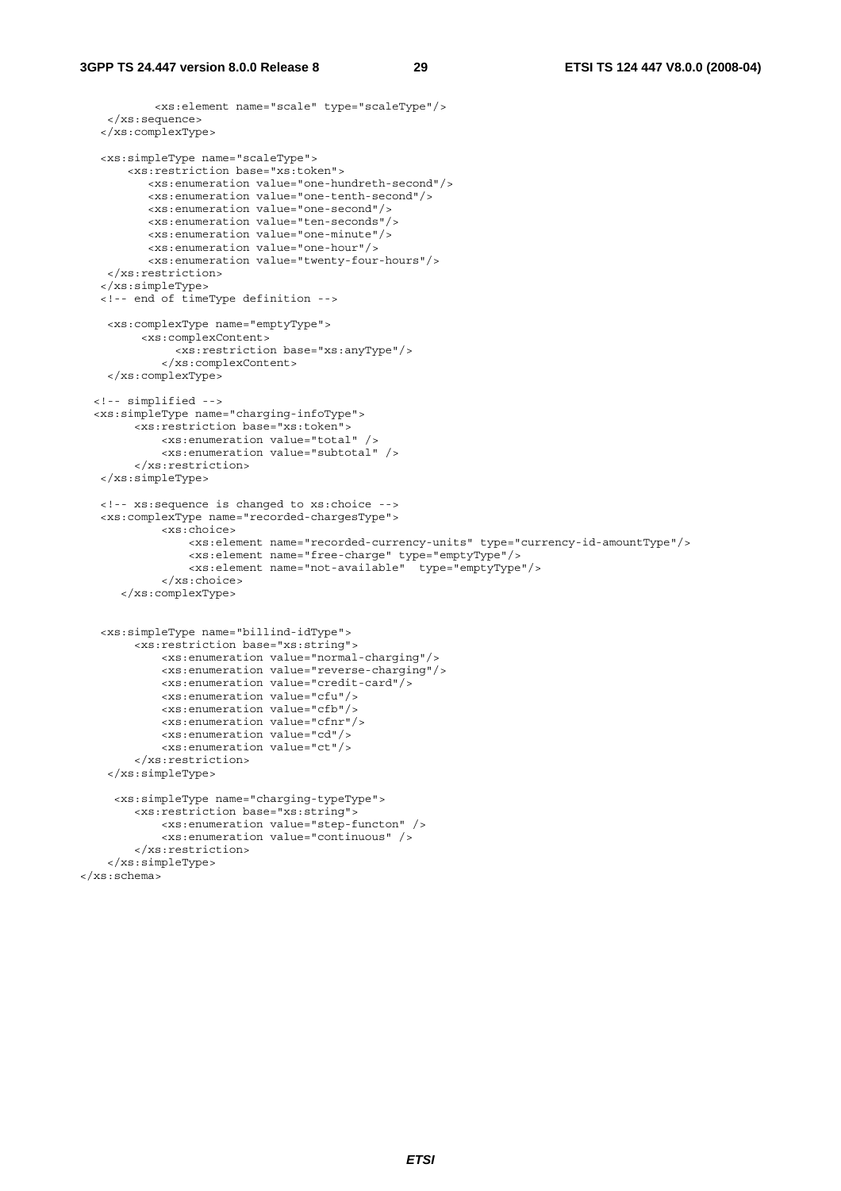```
            <xs:element name="scale" type="scaleType"/>
     </xs:sequence>
   </xs:complexType>

   <xs:simpleType name="scaleType">
       <xs:restriction base="xs:token">
          <xs:enumeration value="one-hundreth-second"/>
          <xs:enumeration value="one-tenth-second"/>
          <xs:enumeration value="one-second"/>
          <xs:enumeration value="ten-seconds"/>
          <xs:enumeration value="one-minute"/>
          <xs:enumeration value="one-hour"/>
          <xs:enumeration value="twenty-four-hours"/>
     </xs:restriction>
   </xs:simpleType>
   <!-- end of timeType definition -->

    <xs:complexType name="emptyType">
         <xs:complexContent>
              <xs:restriction base="xs:anyType"/>
            </xs:complexContent>
    </xs:complexType>

  <!-- simplified -->
  <xs:simpleType name="charging-infoType">
        <xs:restriction base="xs:token">
            <xs:enumeration value="total" />
            <xs:enumeration value="subtotal" />
        </xs:restriction>
   </xs:simpleType>

   <!-- xs:sequence is changed to xs:choice -->
   <xs:complexType name="recorded-chargesType">
            <xs:choice>
                <xs:element name="recorded-currency-units" type="currency-id-amountType"/>
                <xs:element name="free-charge" type="emptyType"/>
                <xs:element name="not-available"  type="emptyType"/>
            </xs:choice>
      </xs:complexType>


   <xs:simpleType name="billind-idType">
        <xs:restriction base="xs:string">
            <xs:enumeration value="normal-charging"/>
            <xs:enumeration value="reverse-charging"/>
            <xs:enumeration value="credit-card"/>
            <xs:enumeration value="cfu"/>
            <xs:enumeration value="cfb"/>
            <xs:enumeration value="cfnr"/>
            <xs:enumeration value="cd"/>
            <xs:enumeration value="ct"/>
        </xs:restriction>
    </xs:simpleType>

     <xs:simpleType name="charging-typeType">
        <xs:restriction base="xs:string">
            <xs:enumeration value="step-functon" />
            <xs:enumeration value="continuous" />
        </xs:restriction>
    </xs:simpleType>
</xs:schema>
```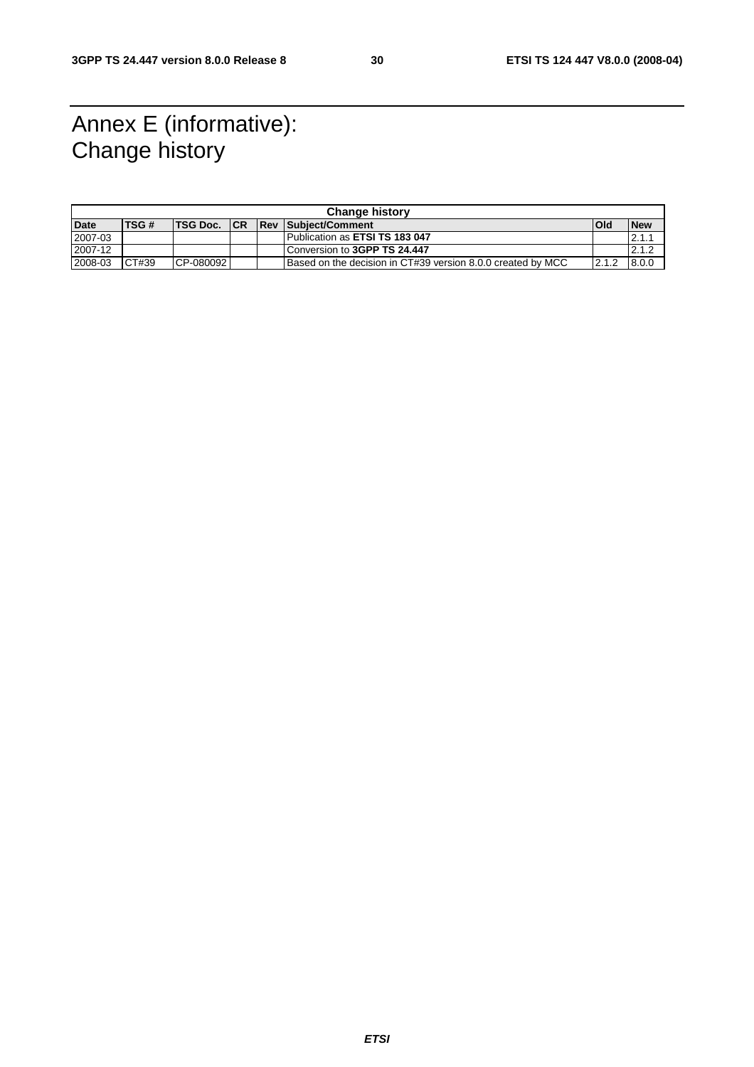# Annex E (informative): Change history

| Change history | | | | | | | |
|---|---|---|---|---|---|---|---|
| **Date** | **TSG #** | **TSG Doc.** | **CR** | **Rev** | **Subject/Comment** | **Old** | **New** |
| 2007-03 | | | | | Publication as **ETSI TS 183 047** | | 2.1.1 |
| 2007-12 | | | | | Conversion to **3GPP TS 24.447** | | 2.1.2 |
| 2008-03 | CT#39 | CP-080092 | | | Based on the decision in CT#39 version 8.0.0 created by MCC | 2.1.2 | 8.0.0 |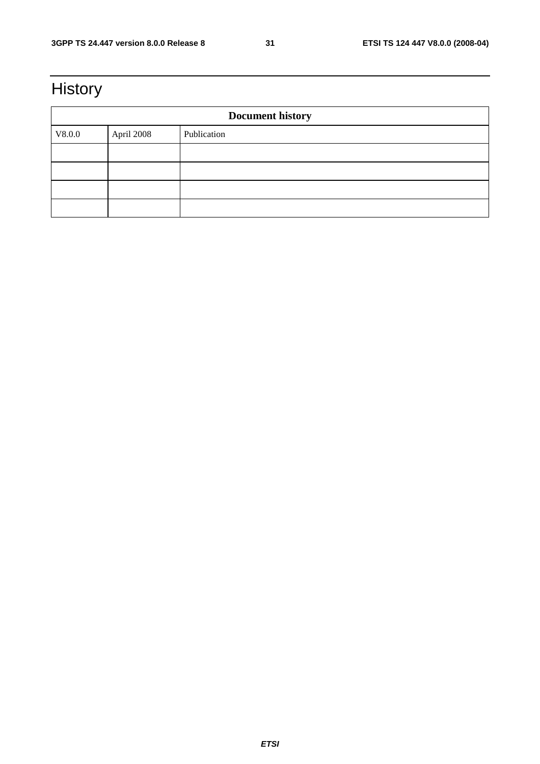# History

| Document history | | |
|---|---|---|
| V8.0.0 | April 2008 | Publication |
| | | |
| | | |
| | | |
| | | |